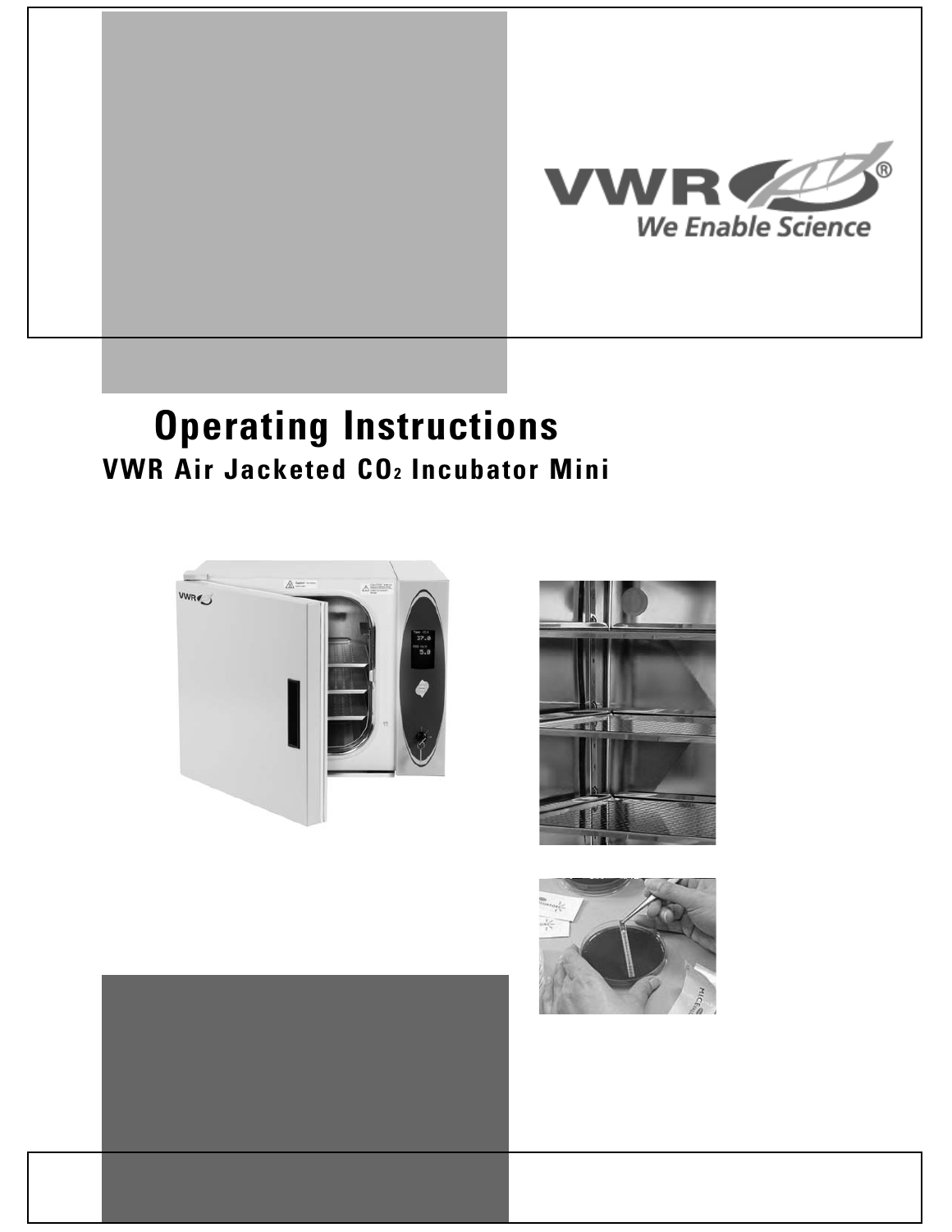VWR® We Enable Science

# Operating Instructions

## VWR Air Jacketed $CO_2$ Incubator Mini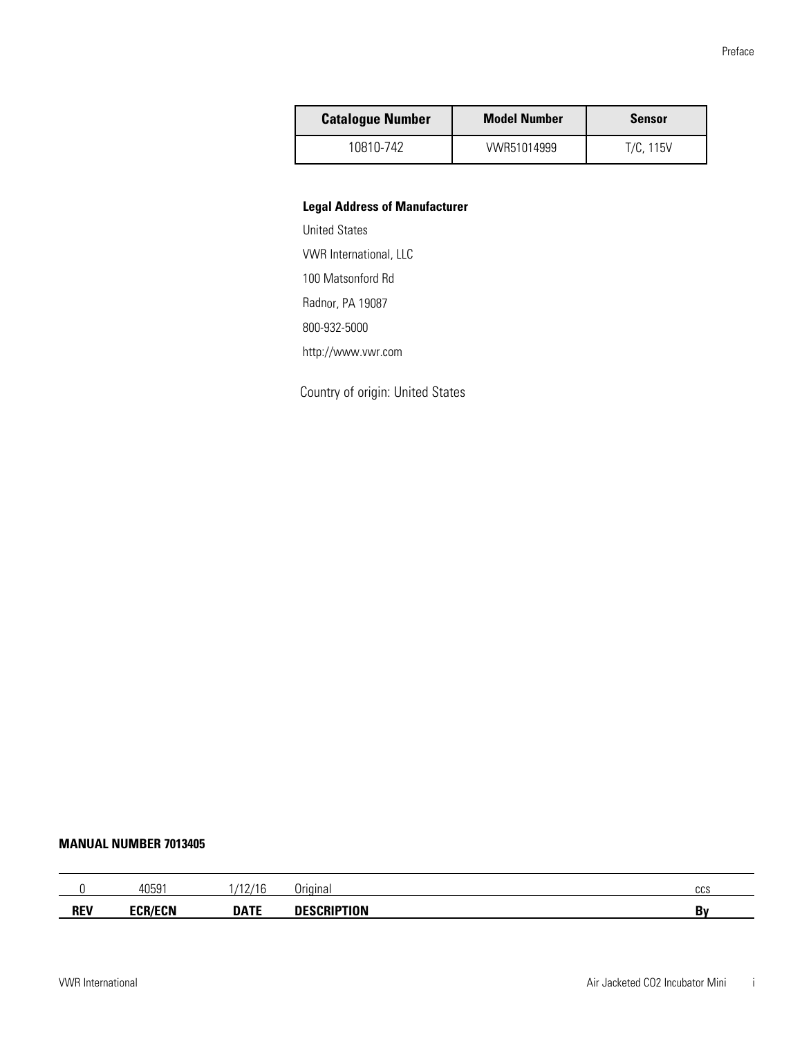| Catalogue Number | Model Number | Sensor |
| --- | --- | --- |
| 10810-742 | VWR51014999 | T/C, 115V |

**Legal Address of Manufacturer**

United States

VWR International, LLC

100 Matsonford Rd

Radnor, PA 19087

800-932-5000

http://www.vwr.com

Country of origin: United States

**MANUAL NUMBER 7013405**

| REV | ECR/ECN | DATE | DESCRIPTION | By |
| --- | --- | --- | --- | --- |
| 0 | 40591 | 1/12/16 | Original | ccs |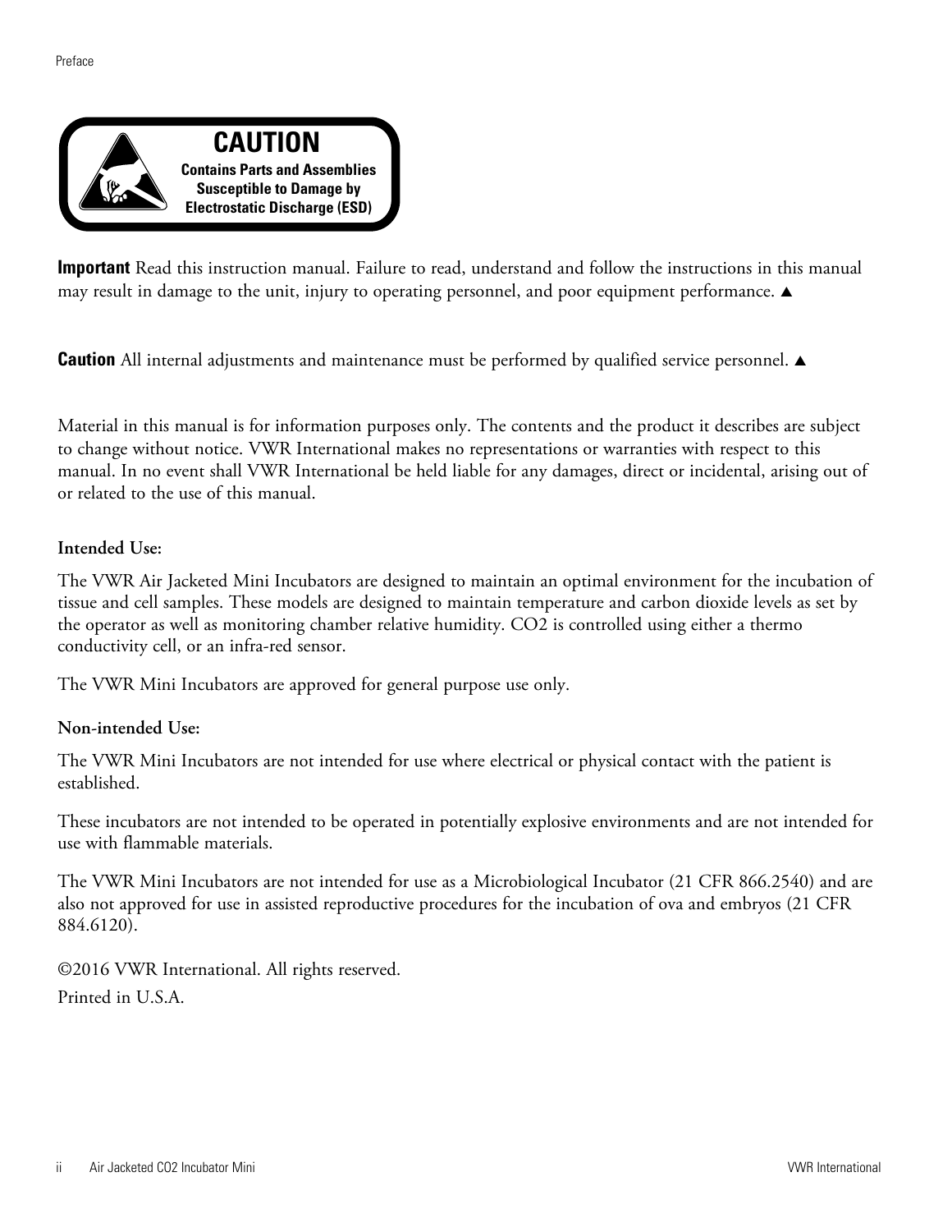**CAUTION**

**Contains Parts and Assemblies Susceptible to Damage by Electrostatic Discharge (ESD)**

**Important** Read this instruction manual. Failure to read, understand and follow the instructions in this manual may result in damage to the unit, injury to operating personnel, and poor equipment performance. ▲

**Caution** All internal adjustments and maintenance must be performed by qualified service personnel. ▲

Material in this manual is for information purposes only. The contents and the product it describes are subject to change without notice. VWR International makes no representations or warranties with respect to this manual. In no event shall VWR International be held liable for any damages, direct or incidental, arising out of or related to the use of this manual.

**Intended Use:**

The VWR Air Jacketed Mini Incubators are designed to maintain an optimal environment for the incubation of tissue and cell samples. These models are designed to maintain temperature and carbon dioxide levels as set by the operator as well as monitoring chamber relative humidity. $CO_2$ is controlled using either a thermo conductivity cell, or an infra-red sensor.

The VWR Mini Incubators are approved for general purpose use only.

**Non-intended Use:**

The VWR Mini Incubators are not intended for use where electrical or physical contact with the patient is established.

These incubators are not intended to be operated in potentially explosive environments and are not intended for use with flammable materials.

The VWR Mini Incubators are not intended for use as a Microbiological Incubator (21 CFR 866.2540) and are also not approved for use in assisted reproductive procedures for the incubation of ova and embryos (21 CFR 884.6120).

©2016 VWR International. All rights reserved.

Printed in U.S.A.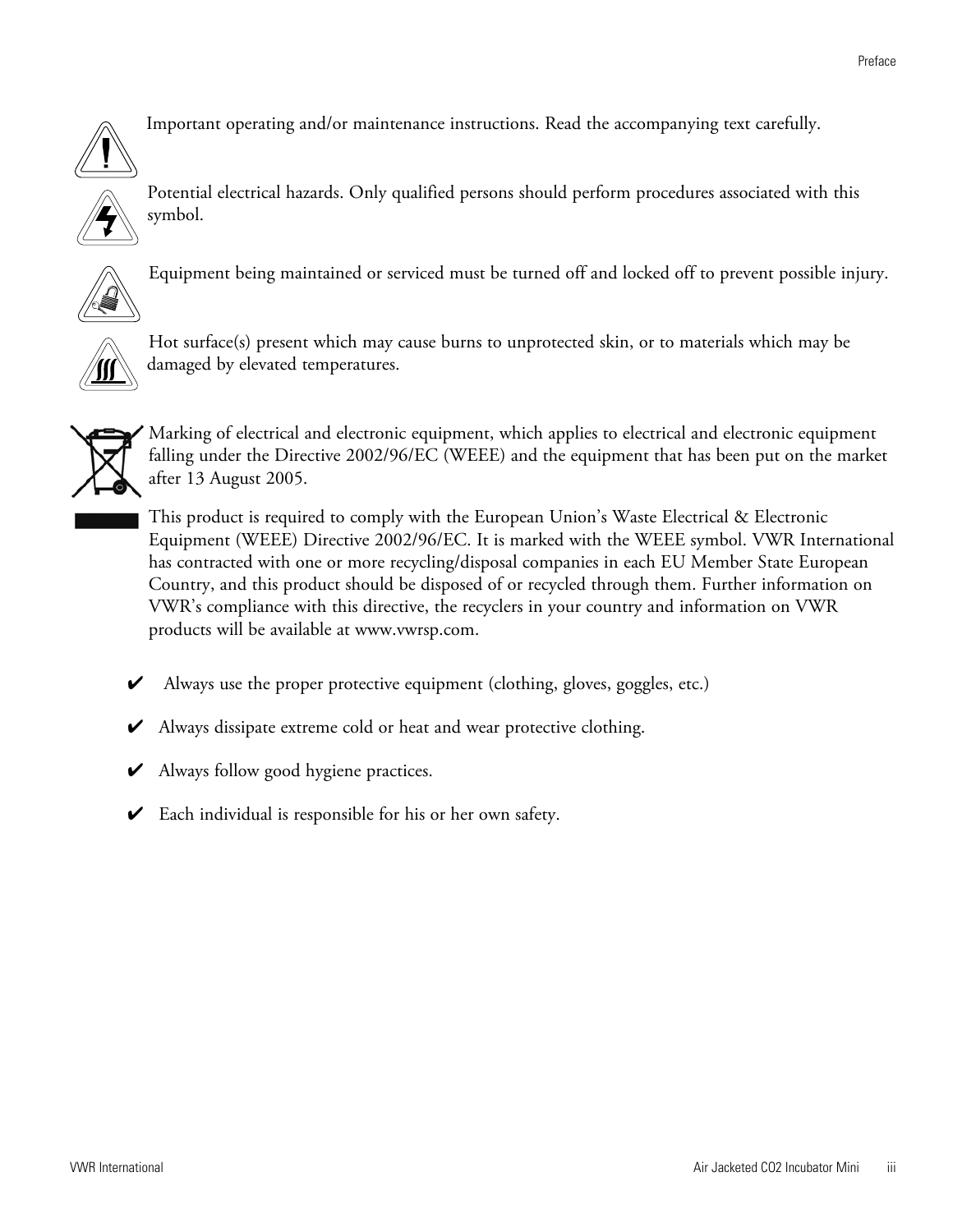Important operating and/or maintenance instructions. Read the accompanying text carefully.

Potential electrical hazards. Only qualified persons should perform procedures associated with this symbol.

Equipment being maintained or serviced must be turned off and locked off to prevent possible injury.

Hot surface(s) present which may cause burns to unprotected skin, or to materials which may be damaged by elevated temperatures.

Marking of electrical and electronic equipment, which applies to electrical and electronic equipment falling under the Directive 2002/96/EC (WEEE) and the equipment that has been put on the market after 13 August 2005.

This product is required to comply with the European Union's Waste Electrical & Electronic Equipment (WEEE) Directive 2002/96/EC. It is marked with the WEEE symbol. VWR International has contracted with one or more recycling/disposal companies in each EU Member State European Country, and this product should be disposed of or recycled through them. Further information on VWR's compliance with this directive, the recyclers in your country and information on VWR products will be available at www.vwrsp.com.

✔ Always use the proper protective equipment (clothing, gloves, goggles, etc.)

✔ Always dissipate extreme cold or heat and wear protective clothing.

✔ Always follow good hygiene practices.

✔ Each individual is responsible for his or her own safety.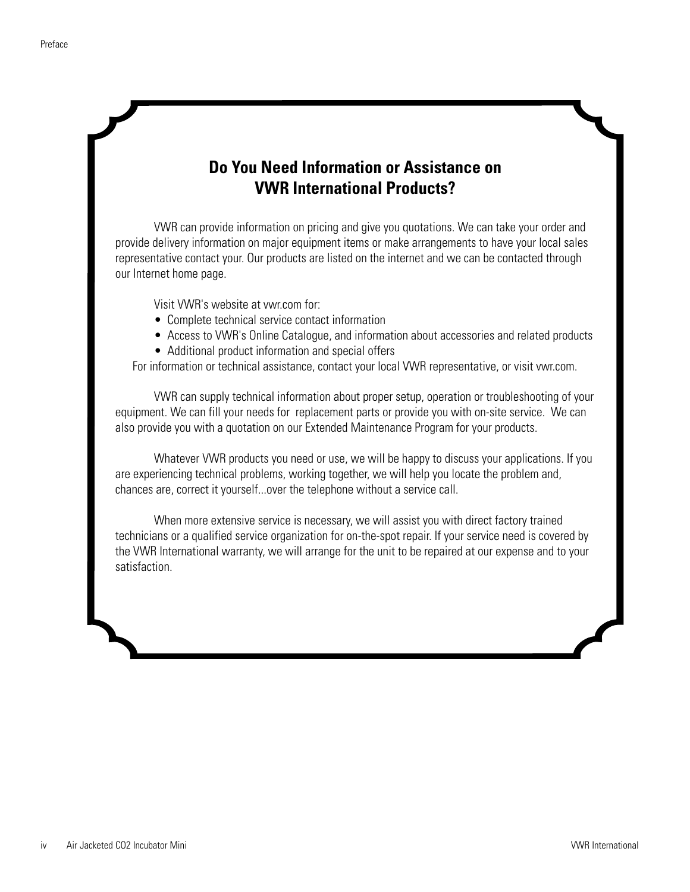## Do You Need Information or Assistance on VWR International Products?

VWR can provide information on pricing and give you quotations. We can take your order and provide delivery information on major equipment items or make arrangements to have your local sales representative contact your. Our products are listed on the internet and we can be contacted through our Internet home page.

Visit VWR's website at vwr.com for:

- Complete technical service contact information
- Access to VWR's Online Catalogue, and information about accessories and related products
- Additional product information and special offers

For information or technical assistance, contact your local VWR representative, or visit vwr.com.

VWR can supply technical information about proper setup, operation or troubleshooting of your equipment. We can fill your needs for replacement parts or provide you with on-site service. We can also provide you with a quotation on our Extended Maintenance Program for your products.

Whatever VWR products you need or use, we will be happy to discuss your applications. If you are experiencing technical problems, working together, we will help you locate the problem and, chances are, correct it yourself...over the telephone without a service call.

When more extensive service is necessary, we will assist you with direct factory trained technicians or a qualified service organization for on-the-spot repair. If your service need is covered by the VWR International warranty, we will arrange for the unit to be repaired at our expense and to your satisfaction.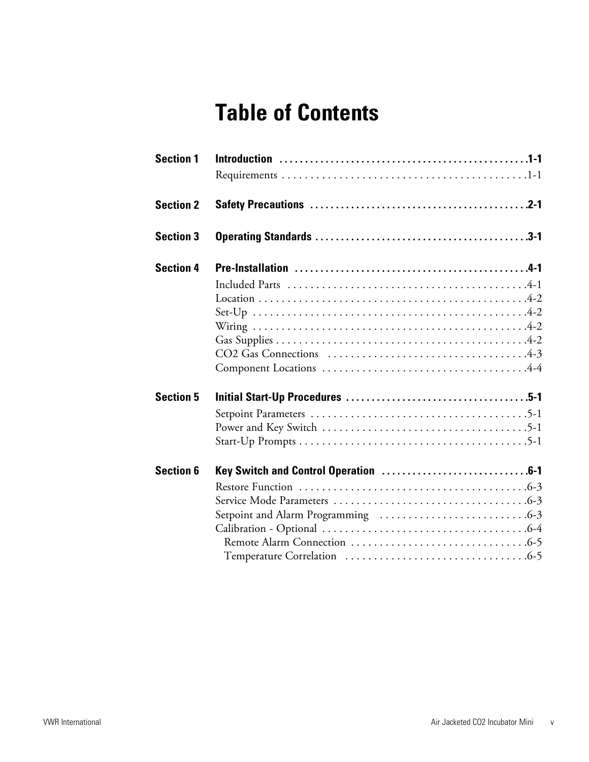# Table of Contents

**Section 1** **Introduction** . . . . . . . . . . . . . . . . . . . . . . . . . . . . . . . . . . . . . . . . . . . . . . **1-1**

Requirements . . . . . . . . . . . . . . . . . . . . . . . . . . . . . . . . . . . . . . . . . . . 1-1

**Section 2** **Safety Precautions** . . . . . . . . . . . . . . . . . . . . . . . . . . . . . . . . . . . . . . . . **2-1**

**Section 3** **Operating Standards** . . . . . . . . . . . . . . . . . . . . . . . . . . . . . . . . . . . . . . . **3-1**

**Section 4** **Pre-Installation** . . . . . . . . . . . . . . . . . . . . . . . . . . . . . . . . . . . . . . . . . . . **4-1**

Included Parts . . . . . . . . . . . . . . . . . . . . . . . . . . . . . . . . . . . . . . . . . . 4-1
Location . . . . . . . . . . . . . . . . . . . . . . . . . . . . . . . . . . . . . . . . . . . . . . . 4-2
Set-Up . . . . . . . . . . . . . . . . . . . . . . . . . . . . . . . . . . . . . . . . . . . . . . . . 4-2
Wiring . . . . . . . . . . . . . . . . . . . . . . . . . . . . . . . . . . . . . . . . . . . . . . . . 4-2
Gas Supplies . . . . . . . . . . . . . . . . . . . . . . . . . . . . . . . . . . . . . . . . . . . . 4-2
CO2 Gas Connections . . . . . . . . . . . . . . . . . . . . . . . . . . . . . . . . . . . 4-3
Component Locations . . . . . . . . . . . . . . . . . . . . . . . . . . . . . . . . . . . . 4-4

**Section 5** **Initial Start-Up Procedures** . . . . . . . . . . . . . . . . . . . . . . . . . . . . . . . . . . **5-1**

Setpoint Parameters . . . . . . . . . . . . . . . . . . . . . . . . . . . . . . . . . . . . . 5-1
Power and Key Switch . . . . . . . . . . . . . . . . . . . . . . . . . . . . . . . . . . . 5-1
Start-Up Prompts . . . . . . . . . . . . . . . . . . . . . . . . . . . . . . . . . . . . . . . 5-1

**Section 6** **Key Switch and Control Operation** . . . . . . . . . . . . . . . . . . . . . . . . . . . **6-1**

Restore Function . . . . . . . . . . . . . . . . . . . . . . . . . . . . . . . . . . . . . . . 6-3
Service Mode Parameters . . . . . . . . . . . . . . . . . . . . . . . . . . . . . . . . . 6-3
Setpoint and Alarm Programming . . . . . . . . . . . . . . . . . . . . . . . . . 6-3
Calibration - Optional . . . . . . . . . . . . . . . . . . . . . . . . . . . . . . . . . . . 6-4
  Remote Alarm Connection . . . . . . . . . . . . . . . . . . . . . . . . . . . . . 6-5
  Temperature Correlation . . . . . . . . . . . . . . . . . . . . . . . . . . . . . . 6-5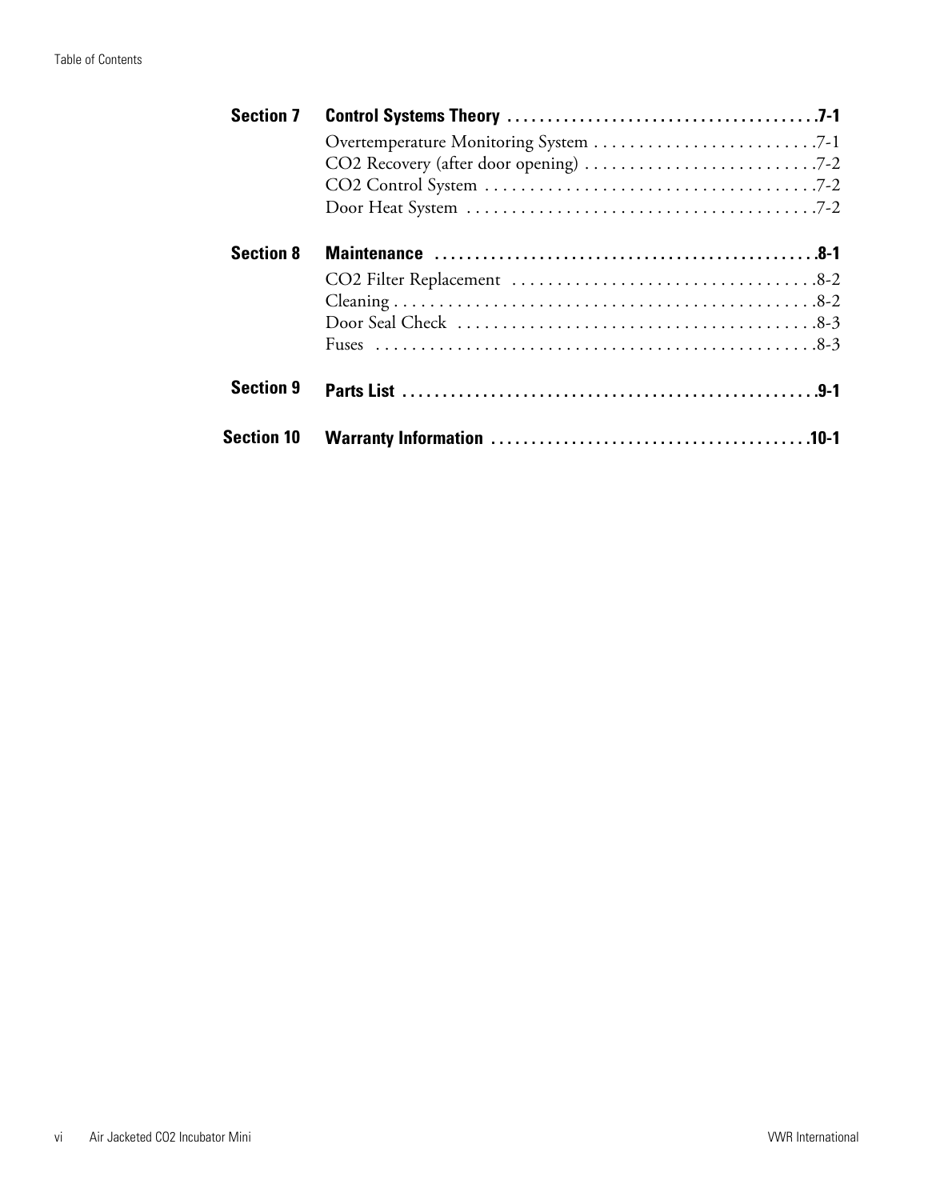**Section 7 Control Systems Theory** . . . . . . . . . . . . . . . . . . . . . . . . . . . . . . . . . . . . . **7-1**

Overtemperature Monitoring System . . . . . . . . . . . . . . . . . . . . . . . . . 7-1
CO2 Recovery (after door opening) . . . . . . . . . . . . . . . . . . . . . . . . . . 7-2
CO2 Control System . . . . . . . . . . . . . . . . . . . . . . . . . . . . . . . . . . . . 7-2
Door Heat System . . . . . . . . . . . . . . . . . . . . . . . . . . . . . . . . . . . . . . 7-2

**Section 8 Maintenance** . . . . . . . . . . . . . . . . . . . . . . . . . . . . . . . . . . . . . . . . . . . . . . . **8-1**

CO2 Filter Replacement . . . . . . . . . . . . . . . . . . . . . . . . . . . . . . . . . . 8-2
Cleaning . . . . . . . . . . . . . . . . . . . . . . . . . . . . . . . . . . . . . . . . . . . . . . 8-2
Door Seal Check . . . . . . . . . . . . . . . . . . . . . . . . . . . . . . . . . . . . . . . . 8-3
Fuses . . . . . . . . . . . . . . . . . . . . . . . . . . . . . . . . . . . . . . . . . . . . . . . . . 8-3

**Section 9 Parts List** . . . . . . . . . . . . . . . . . . . . . . . . . . . . . . . . . . . . . . . . . . . . . . . . . . . **9-1**

**Section 10 Warranty Information** . . . . . . . . . . . . . . . . . . . . . . . . . . . . . . . . . . . . . . **10-1**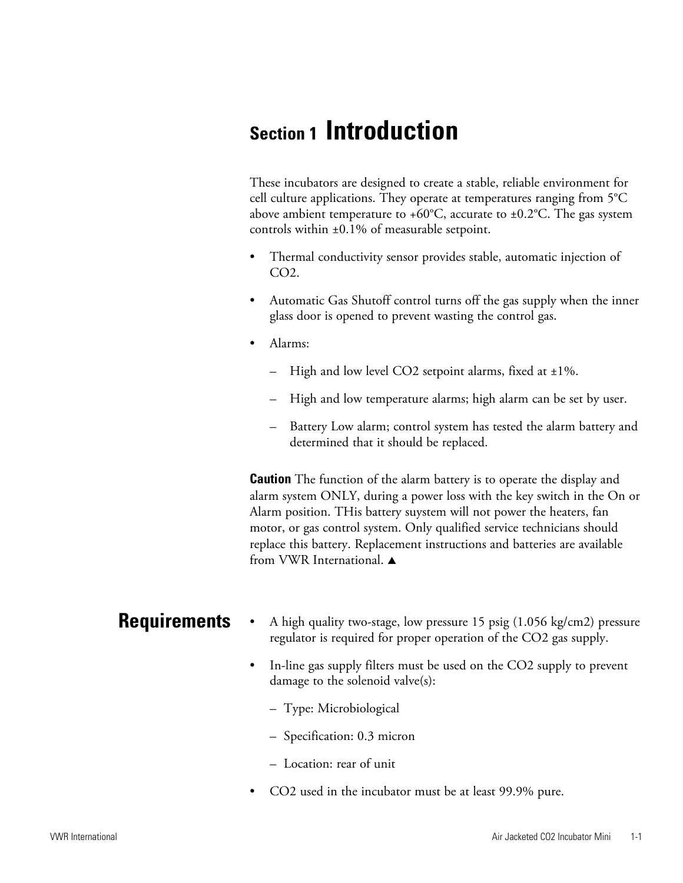# Section 1 Introduction

These incubators are designed to create a stable, reliable environment for cell culture applications. They operate at temperatures ranging from 5°C above ambient temperature to +60°C, accurate to ±0.2°C. The gas system controls within ±0.1% of measurable setpoint.

- Thermal conductivity sensor provides stable, automatic injection of $CO_2$.
- Automatic Gas Shutoff control turns off the gas supply when the inner glass door is opened to prevent wasting the control gas.
- Alarms:
  - High and low level $CO_2$ setpoint alarms, fixed at ±1%.
  - High and low temperature alarms; high alarm can be set by user.
  - Battery Low alarm; control system has tested the alarm battery and determined that it should be replaced.

**Caution** The function of the alarm battery is to operate the display and alarm system ONLY, during a power loss with the key switch in the On or Alarm position. THis battery suystem will not power the heaters, fan motor, or gas control system. Only qualified service technicians should replace this battery. Replacement instructions and batteries are available from VWR International. ▲

## Requirements

- A high quality two-stage, low pressure 15 psig (1.056 kg/cm2) pressure regulator is required for proper operation of the $CO_2$ gas supply.
- In-line gas supply filters must be used on the $CO_2$ supply to prevent damage to the solenoid valve(s):
  - Type: Microbiological
  - Specification: 0.3 micron
  - Location: rear of unit
- $CO_2$ used in the incubator must be at least 99.9% pure.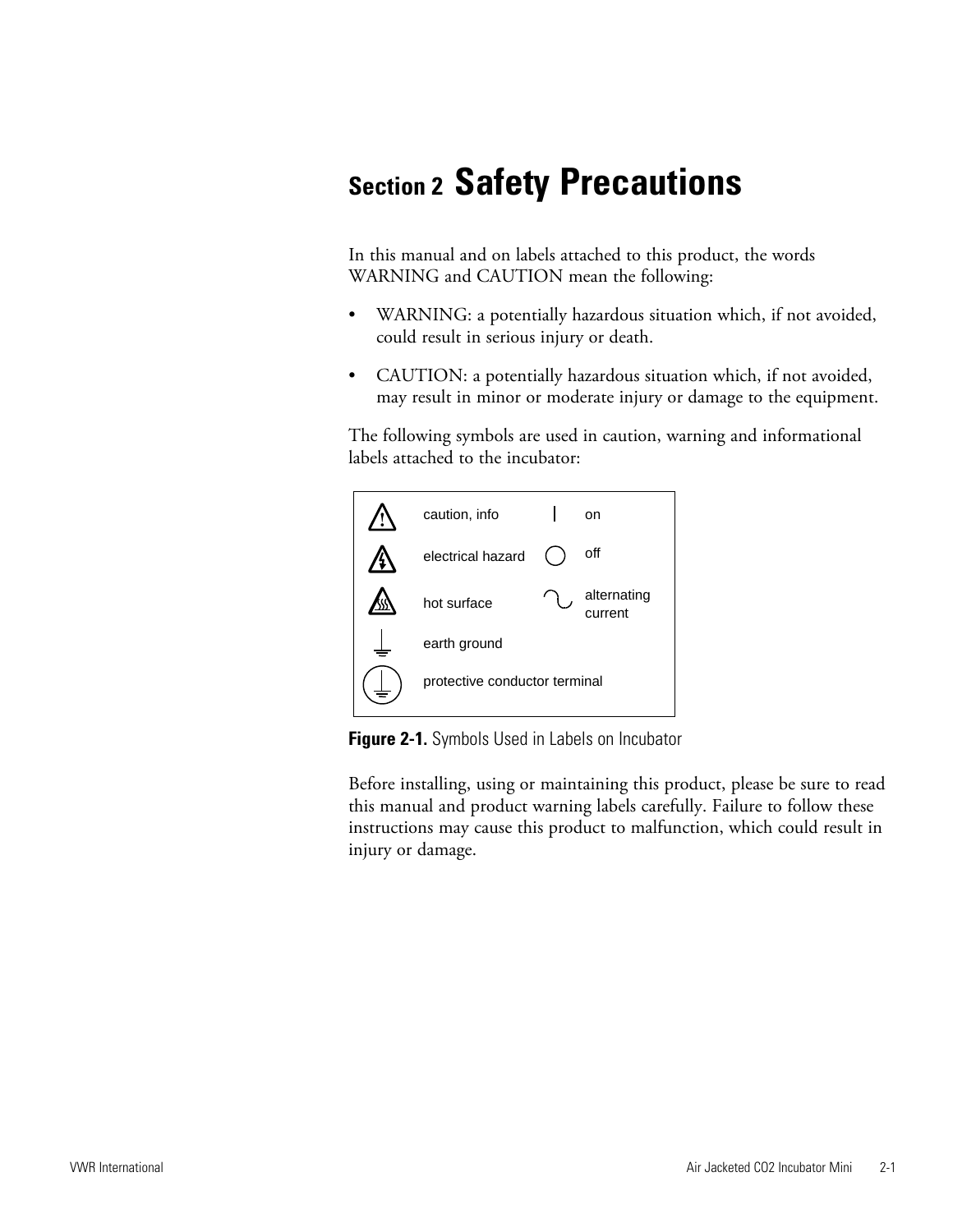# Section 2 Safety Precautions

In this manual and on labels attached to this product, the words WARNING and CAUTION mean the following:

- WARNING: a potentially hazardous situation which, if not avoided, could result in serious injury or death.
- CAUTION: a potentially hazardous situation which, if not avoided, may result in minor or moderate injury or damage to the equipment.

The following symbols are used in caution, warning and informational labels attached to the incubator:

| Symbol | Meaning | Symbol | Meaning |
| --- | --- | --- | --- |
| ⚠ | caution, info | I | on |
| ⚠ | electrical hazard | ○ | off |
| ⚠ | hot surface | ∿ | alternating current |
| ⏚ | earth ground | | |
| ⏚ | protective conductor terminal | | |

**Figure 2-1.** Symbols Used in Labels on Incubator

Before installing, using or maintaining this product, please be sure to read this manual and product warning labels carefully. Failure to follow these instructions may cause this product to malfunction, which could result in injury or damage.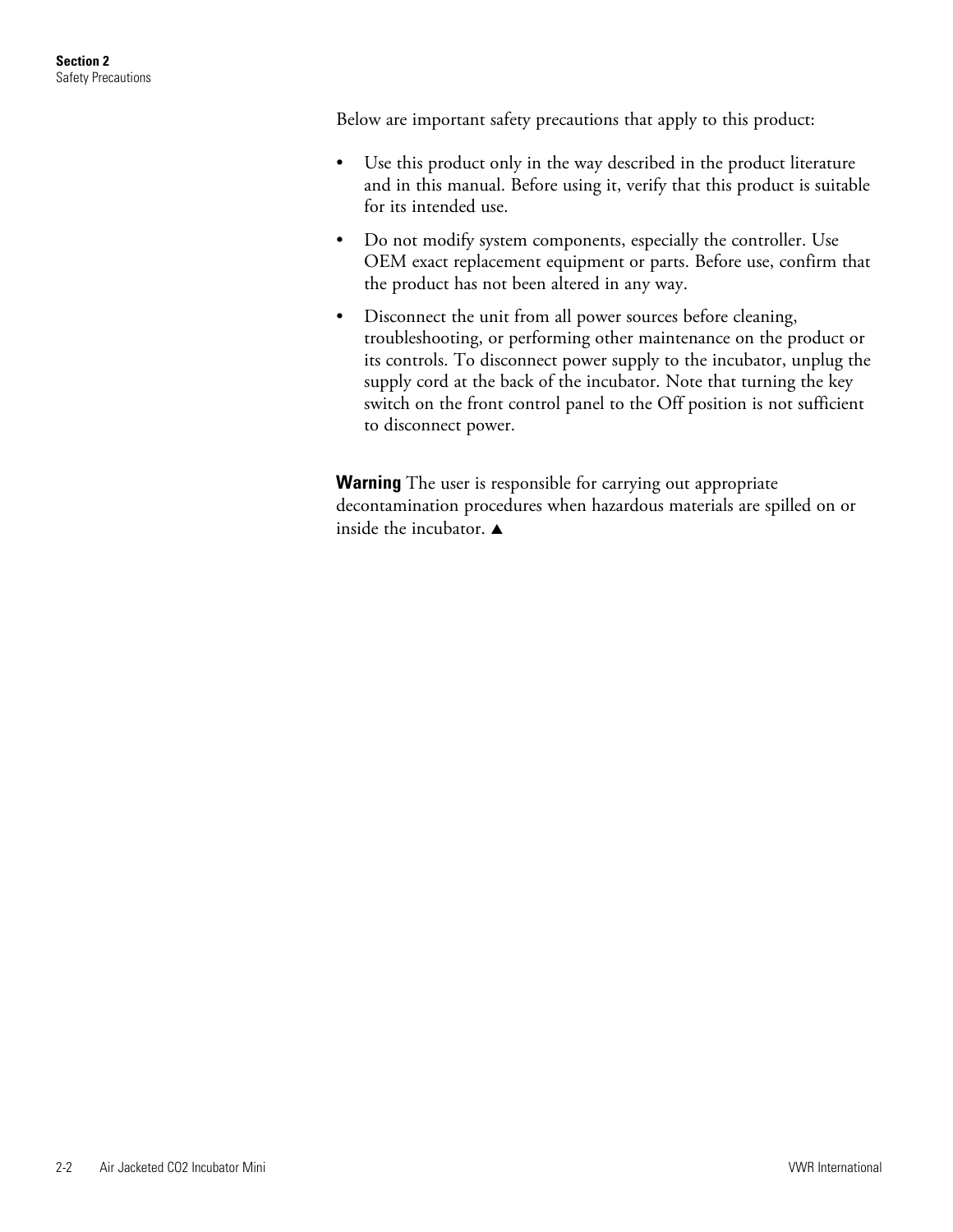Below are important safety precautions that apply to this product:

- Use this product only in the way described in the product literature and in this manual. Before using it, verify that this product is suitable for its intended use.
- Do not modify system components, especially the controller. Use OEM exact replacement equipment or parts. Before use, confirm that the product has not been altered in any way.
- Disconnect the unit from all power sources before cleaning, troubleshooting, or performing other maintenance on the product or its controls. To disconnect power supply to the incubator, unplug the supply cord at the back of the incubator. Note that turning the key switch on the front control panel to the Off position is not sufficient to disconnect power.

**Warning** The user is responsible for carrying out appropriate decontamination procedures when hazardous materials are spilled on or inside the incubator. ▲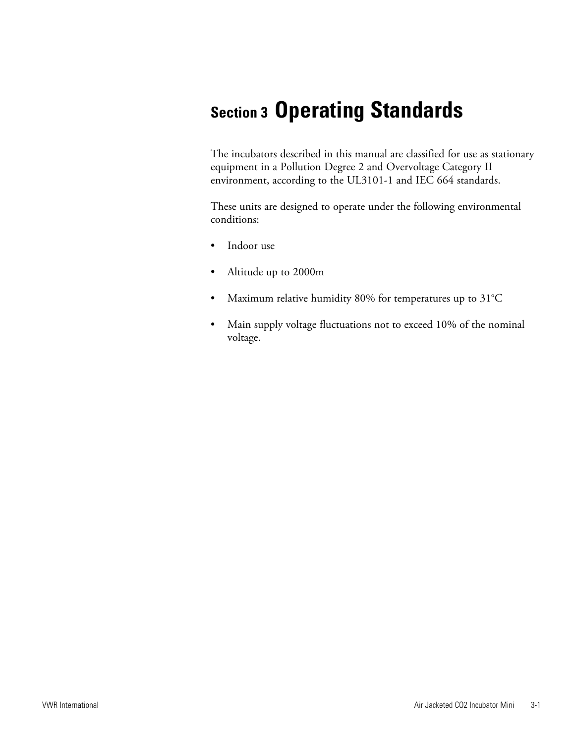# Section 3 Operating Standards

The incubators described in this manual are classified for use as stationary equipment in a Pollution Degree 2 and Overvoltage Category II environment, according to the UL3101-1 and IEC 664 standards.

These units are designed to operate under the following environmental conditions:

- Indoor use
- Altitude up to 2000m
- Maximum relative humidity 80% for temperatures up to 31°C
- Main supply voltage fluctuations not to exceed 10% of the nominal voltage.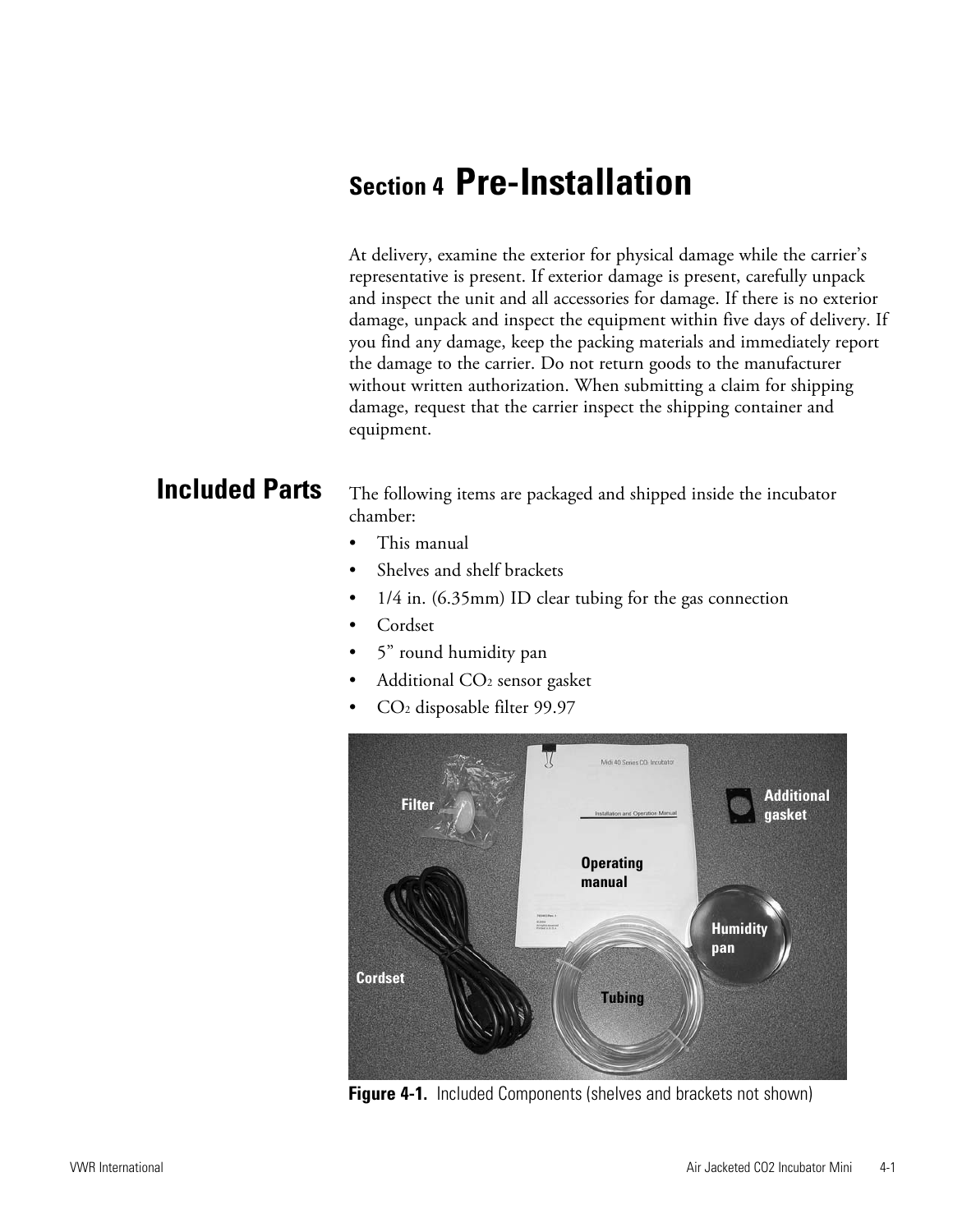# Section 4 Pre-Installation

At delivery, examine the exterior for physical damage while the carrier's representative is present. If exterior damage is present, carefully unpack and inspect the unit and all accessories for damage. If there is no exterior damage, unpack and inspect the equipment within five days of delivery. If you find any damage, keep the packing materials and immediately report the damage to the carrier. Do not return goods to the manufacturer without written authorization. When submitting a claim for shipping damage, request that the carrier inspect the shipping container and equipment.

## Included Parts

The following items are packaged and shipped inside the incubator chamber:

- This manual
- Shelves and shelf brackets
- 1/4 in. (6.35mm) ID clear tubing for the gas connection
- Cordset
- 5" round humidity pan
- Additional $CO_2$ sensor gasket
- $CO_2$ disposable filter 99.97

**Figure 4-1.** Included Components (shelves and brackets not shown)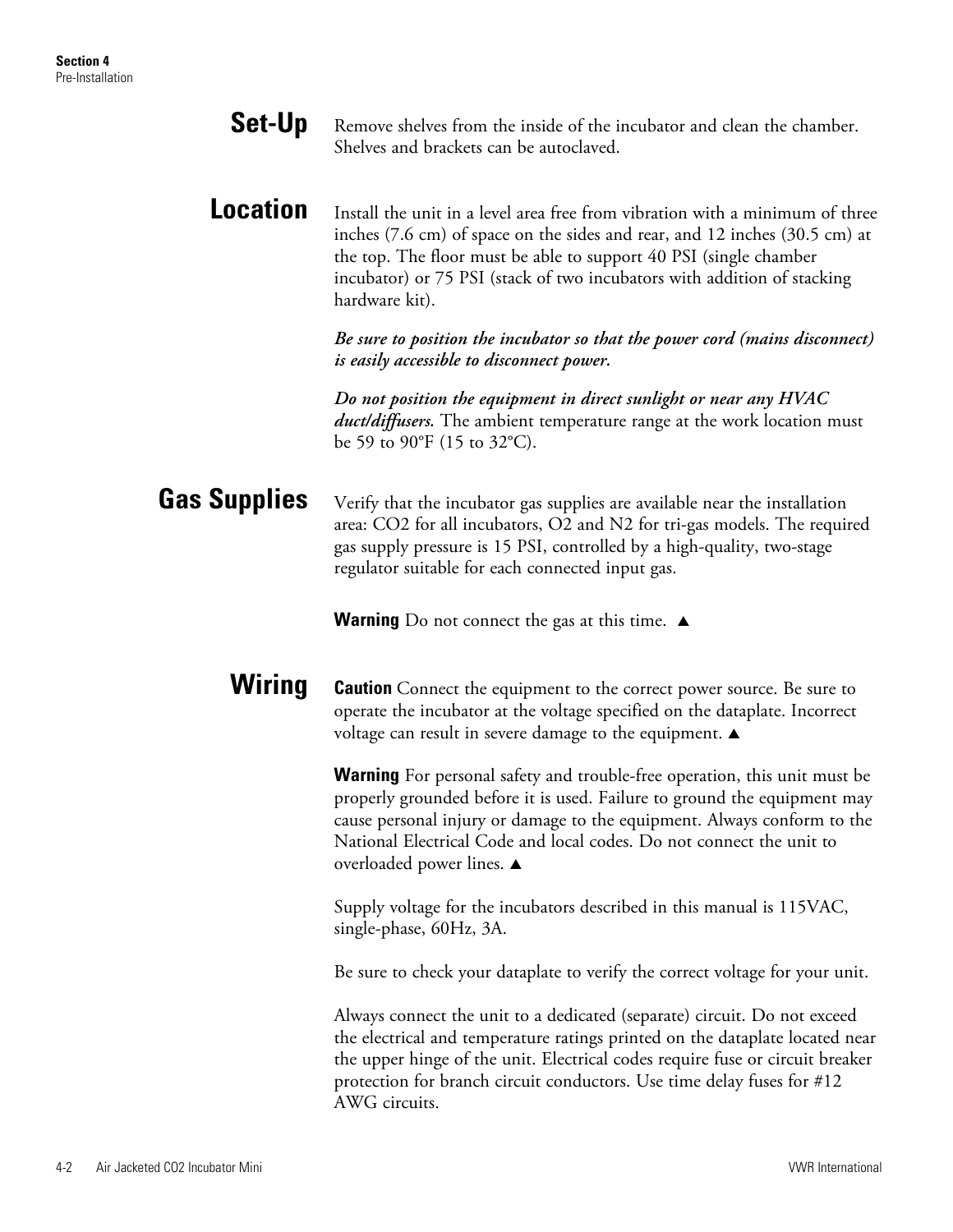## Set-Up

Remove shelves from the inside of the incubator and clean the chamber. Shelves and brackets can be autoclaved.

## Location

Install the unit in a level area free from vibration with a minimum of three inches (7.6 cm) of space on the sides and rear, and 12 inches (30.5 cm) at the top. The floor must be able to support 40 PSI (single chamber incubator) or 75 PSI (stack of two incubators with addition of stacking hardware kit).

***Be sure to position the incubator so that the power cord (mains disconnect) is easily accessible to disconnect power.***

***Do not position the equipment in direct sunlight or near any HVAC duct/diffusers.*** The ambient temperature range at the work location must be 59 to 90°F (15 to 32°C).

## Gas Supplies

Verify that the incubator gas supplies are available near the installation area: $CO_2$ for all incubators, $O_2$ and $N_2$ for tri-gas models. The required gas supply pressure is 15 PSI, controlled by a high-quality, two-stage regulator suitable for each connected input gas.

**Warning** Do not connect the gas at this time. ▲

## Wiring

**Caution** Connect the equipment to the correct power source. Be sure to operate the incubator at the voltage specified on the dataplate. Incorrect voltage can result in severe damage to the equipment. ▲

**Warning** For personal safety and trouble-free operation, this unit must be properly grounded before it is used. Failure to ground the equipment may cause personal injury or damage to the equipment. Always conform to the National Electrical Code and local codes. Do not connect the unit to overloaded power lines. ▲

Supply voltage for the incubators described in this manual is 115VAC, single-phase, 60Hz, 3A.

Be sure to check your dataplate to verify the correct voltage for your unit.

Always connect the unit to a dedicated (separate) circuit. Do not exceed the electrical and temperature ratings printed on the dataplate located near the upper hinge of the unit. Electrical codes require fuse or circuit breaker protection for branch circuit conductors. Use time delay fuses for #12 AWG circuits.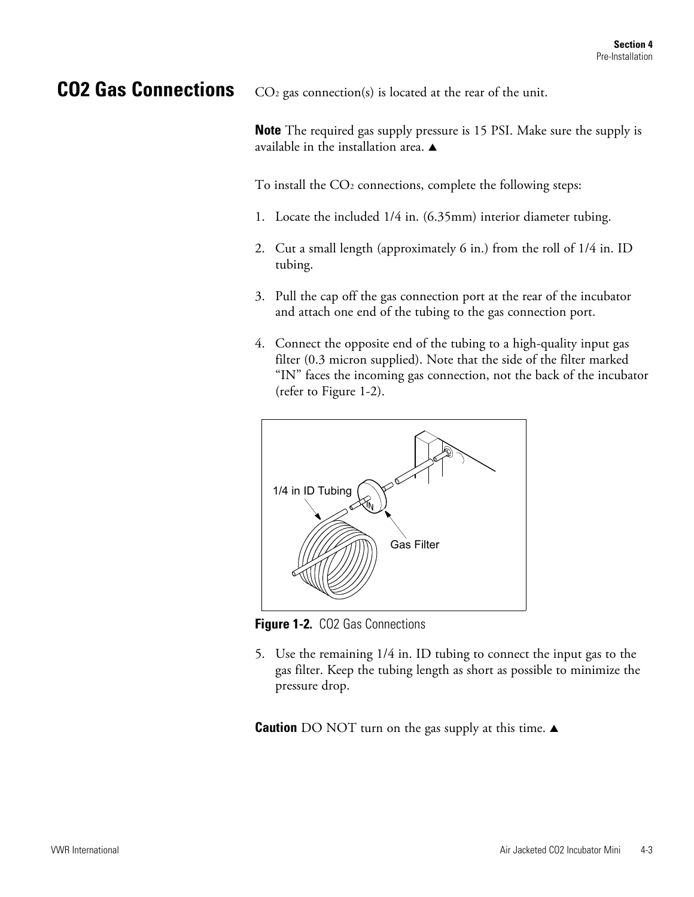## CO2 Gas Connections

$CO_2$ gas connection(s) is located at the rear of the unit.

**Note** The required gas supply pressure is 15 PSI. Make sure the supply is available in the installation area. ▲

To install the $CO_2$ connections, complete the following steps:

1. Locate the included 1/4 in. (6.35mm) interior diameter tubing.
2. Cut a small length (approximately 6 in.) from the roll of 1/4 in. ID tubing.
3. Pull the cap off the gas connection port at the rear of the incubator and attach one end of the tubing to the gas connection port.
4. Connect the opposite end of the tubing to a high-quality input gas filter (0.3 micron supplied). Note that the side of the filter marked "IN" faces the incoming gas connection, not the back of the incubator (refer to Figure 1-2).

**Figure 1-2.** CO2 Gas Connections

5. Use the remaining 1/4 in. ID tubing to connect the input gas to the gas filter. Keep the tubing length as short as possible to minimize the pressure drop.

**Caution** DO NOT turn on the gas supply at this time. ▲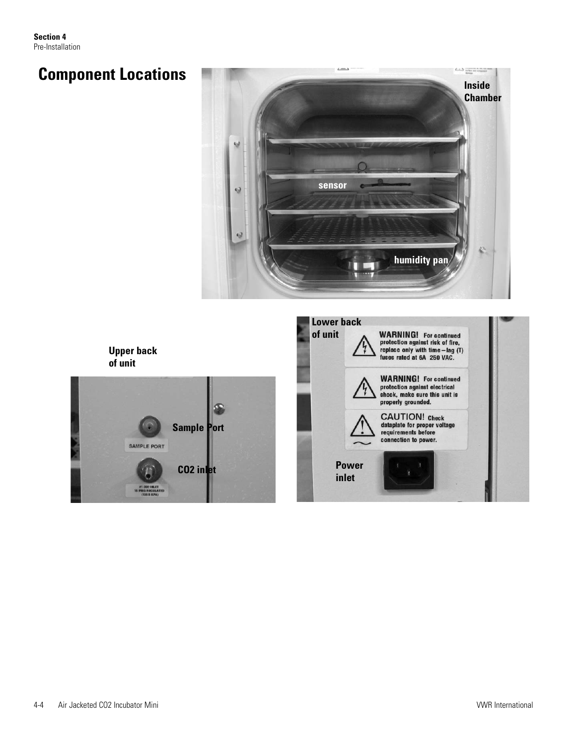# Component Locations

Inside Chamber

sensor

humidity pan

Upper back of unit

Sample Port

SAMPLE PORT

$CO_2$ inlet

#1 CO2 INLET
15 PSIG REGULATED
(103.5 KPA)

Lower back of unit

**WARNING!** For continued protection against risk of fire, replace only with time – lag (T) fuses rated at 6A 250 VAC.

**WARNING!** For continued protection against electrical shock, make sure this unit is properly grounded.

**CAUTION!** Check dataplate for proper voltage requirements before connection to power.

Power inlet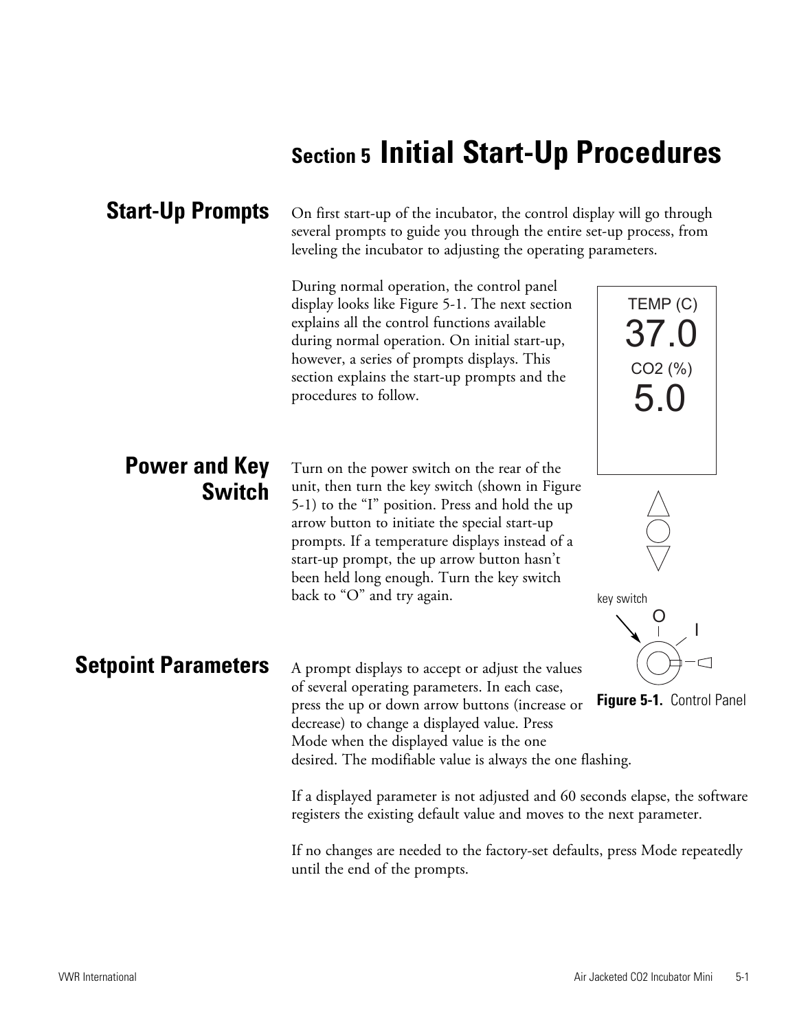# Section 5 Initial Start-Up Procedures

## Start-Up Prompts

On first start-up of the incubator, the control display will go through several prompts to guide you through the entire set-up process, from leveling the incubator to adjusting the operating parameters.

During normal operation, the control panel display looks like Figure 5-1. The next section explains all the control functions available during normal operation. On initial start-up, however, a series of prompts displays. This section explains the start-up prompts and the procedures to follow.

TEMP (C)
37.0
CO2 (%)
5.0

key switch

O I

**Figure 5-1.** Control Panel

## Power and Key Switch

Turn on the power switch on the rear of the unit, then turn the key switch (shown in Figure 5-1) to the "I" position. Press and hold the up arrow button to initiate the special start-up prompts. If a temperature displays instead of a start-up prompt, the up arrow button hasn't been held long enough. Turn the key switch back to "O" and try again.

## Setpoint Parameters

A prompt displays to accept or adjust the values of several operating parameters. In each case, press the up or down arrow buttons (increase or decrease) to change a displayed value. Press Mode when the displayed value is the one desired. The modifiable value is always the one flashing.

If a displayed parameter is not adjusted and 60 seconds elapse, the software registers the existing default value and moves to the next parameter.

If no changes are needed to the factory-set defaults, press Mode repeatedly until the end of the prompts.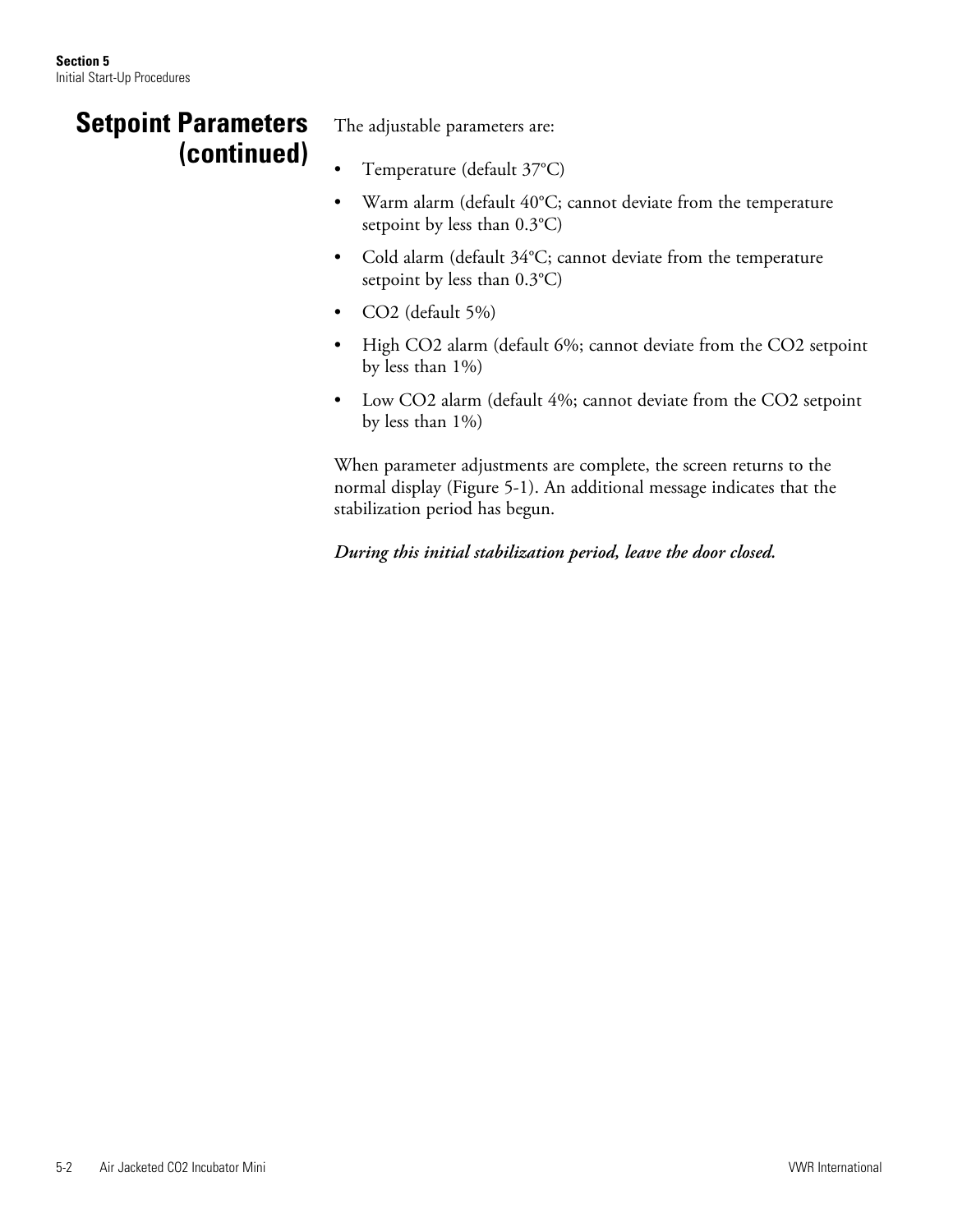## Setpoint Parameters (continued)

The adjustable parameters are:

- Temperature (default 37°C)
- Warm alarm (default 40°C; cannot deviate from the temperature setpoint by less than 0.3°C)
- Cold alarm (default 34°C; cannot deviate from the temperature setpoint by less than 0.3°C)
- $CO_2$ (default 5%)
- High $CO_2$ alarm (default 6%; cannot deviate from the $CO_2$ setpoint by less than 1%)
- Low $CO_2$ alarm (default 4%; cannot deviate from the $CO_2$ setpoint by less than 1%)

When parameter adjustments are complete, the screen returns to the normal display (Figure 5-1). An additional message indicates that the stabilization period has begun.

***During this initial stabilization period, leave the door closed.***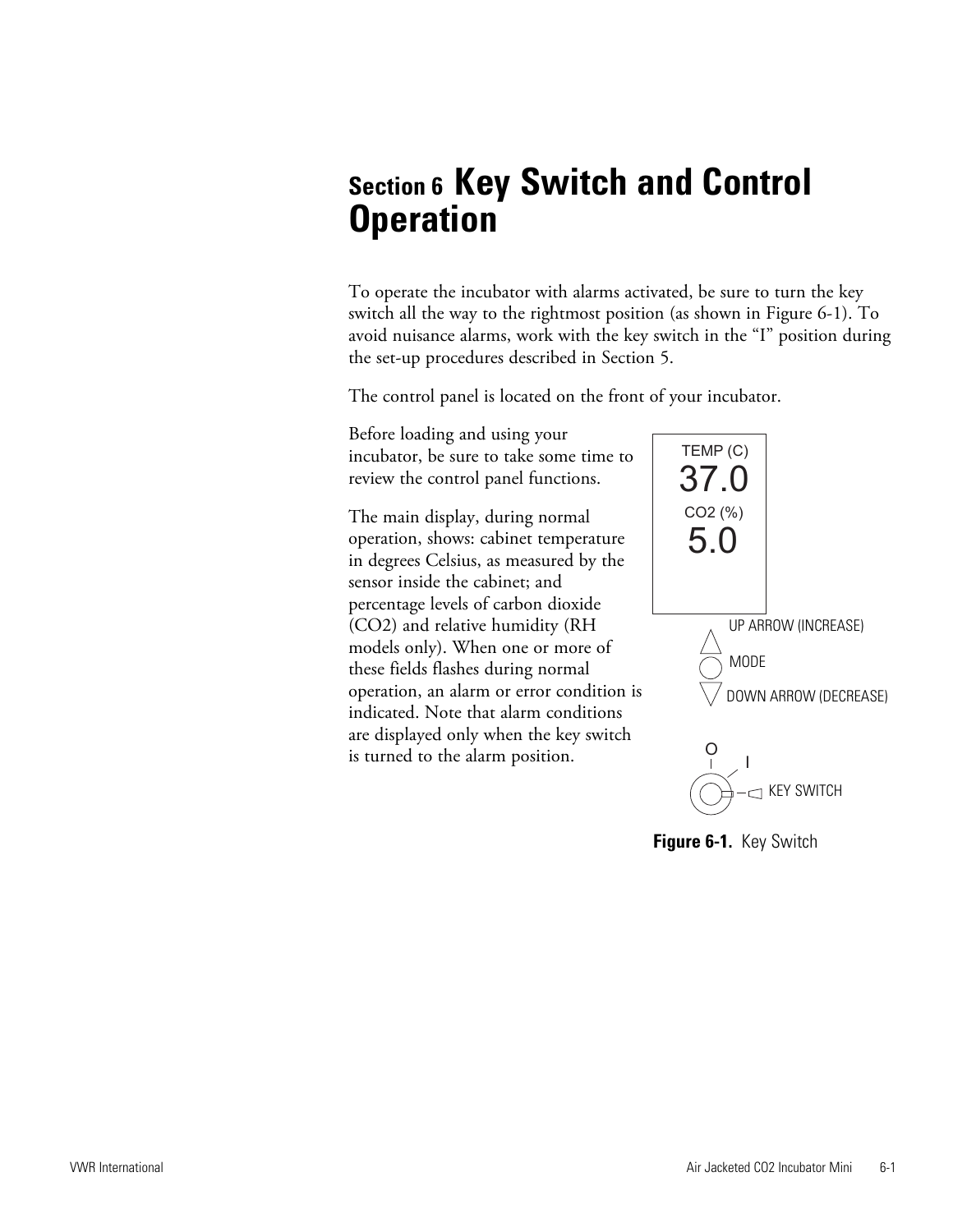# Section 6 Key Switch and Control Operation

To operate the incubator with alarms activated, be sure to turn the key switch all the way to the rightmost position (as shown in Figure 6-1). To avoid nuisance alarms, work with the key switch in the "I" position during the set-up procedures described in Section 5.

The control panel is located on the front of your incubator.

Before loading and using your incubator, be sure to take some time to review the control panel functions.

The main display, during normal operation, shows: cabinet temperature in degrees Celsius, as measured by the sensor inside the cabinet; and percentage levels of carbon dioxide ($CO_2$) and relative humidity (RH models only). When one or more of these fields flashes during normal operation, an alarm or error condition is indicated. Note that alarm conditions are displayed only when the key switch is turned to the alarm position.

TEMP (C)
37.0
CO2 (%)
5.0

UP ARROW (INCREASE)
MODE
DOWN ARROW (DECREASE)

O I
KEY SWITCH

**Figure 6-1.** Key Switch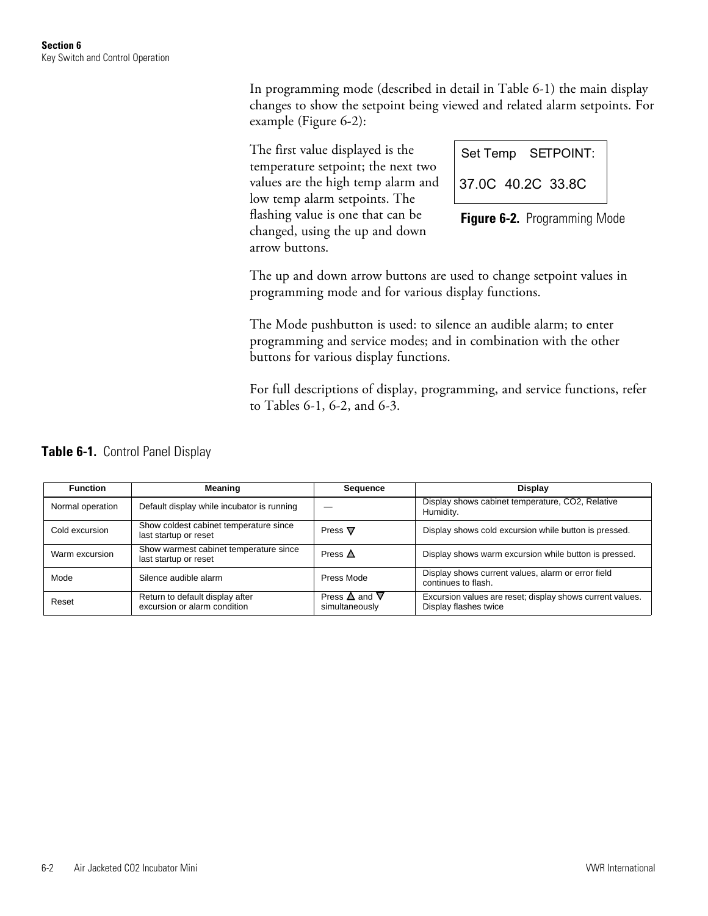In programming mode (described in detail in Table 6-1) the main display changes to show the setpoint being viewed and related alarm setpoints. For example (Figure 6-2):

The first value displayed is the temperature setpoint; the next two values are the high temp alarm and low temp alarm setpoints. The flashing value is one that can be changed, using the up and down arrow buttons.

```
Set Temp    SETPOINT:

37.0C  40.2C  33.8C
```

**Figure 6-2.** Programming Mode

The up and down arrow buttons are used to change setpoint values in programming mode and for various display functions.

The Mode pushbutton is used: to silence an audible alarm; to enter programming and service modes; and in combination with the other buttons for various display functions.

For full descriptions of display, programming, and service functions, refer to Tables 6-1, 6-2, and 6-3.

**Table 6-1.** Control Panel Display

| Function | Meaning | Sequence | Display |
|---|---|---|---|
| Normal operation | Default display while incubator is running | — | Display shows cabinet temperature, CO2, Relative Humidity. |
| Cold excursion | Show coldest cabinet temperature since last startup or reset | Press ▽ | Display shows cold excursion while button is pressed. |
| Warm excursion | Show warmest cabinet temperature since last startup or reset | Press △ | Display shows warm excursion while button is pressed. |
| Mode | Silence audible alarm | Press Mode | Display shows current values, alarm or error field continues to flash. |
| Reset | Return to default display after excursion or alarm condition | Press △ and ▽ simultaneously | Excursion values are reset; display shows current values. Display flashes twice |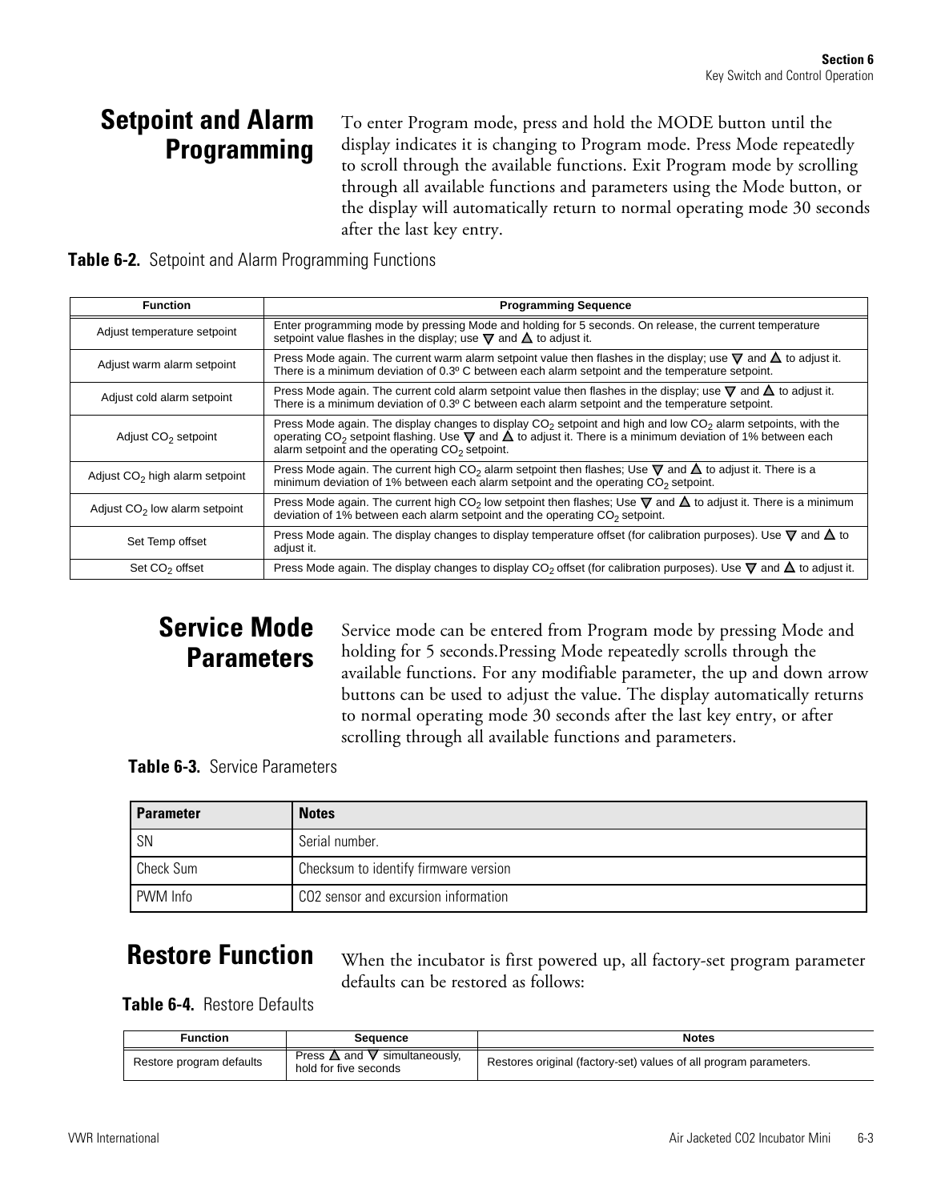## Setpoint and Alarm Programming

To enter Program mode, press and hold the MODE button until the display indicates it is changing to Program mode. Press Mode repeatedly to scroll through the available functions. Exit Program mode by scrolling through all available functions and parameters using the Mode button, or the display will automatically return to normal operating mode 30 seconds after the last key entry.

**Table 6-2.** Setpoint and Alarm Programming Functions

| Function | Programming Sequence |
|---|---|
| Adjust temperature setpoint | Enter programming mode by pressing Mode and holding for 5 seconds. On release, the current temperature setpoint value flashes in the display; use ▽ and △ to adjust it. |
| Adjust warm alarm setpoint | Press Mode again. The current warm alarm setpoint value then flashes in the display; use ▽ and △ to adjust it. There is a minimum deviation of 0.3º C between each alarm setpoint and the temperature setpoint. |
| Adjust cold alarm setpoint | Press Mode again. The current cold alarm setpoint value then flashes in the display; use ▽ and △ to adjust it. There is a minimum deviation of 0.3º C between each alarm setpoint and the temperature setpoint. |
| Adjust $CO_2$ setpoint | Press Mode again. The display changes to display $CO_2$ setpoint and high and low $CO_2$ alarm setpoints, with the operating $CO_2$ setpoint flashing. Use ▽ and △ to adjust it. There is a minimum deviation of 1% between each alarm setpoint and the operating $CO_2$ setpoint. |
| Adjust $CO_2$ high alarm setpoint | Press Mode again. The current high $CO_2$ alarm setpoint then flashes; Use ▽ and △ to adjust it. There is a minimum deviation of 1% between each alarm setpoint and the operating $CO_2$ setpoint. |
| Adjust $CO_2$ low alarm setpoint | Press Mode again. The current high $CO_2$ low setpoint then flashes; Use ▽ and △ to adjust it. There is a minimum deviation of 1% between each alarm setpoint and the operating $CO_2$ setpoint. |
| Set Temp offset | Press Mode again. The display changes to display temperature offset (for calibration purposes). Use ▽ and △ to adjust it. |
| Set $CO_2$ offset | Press Mode again. The display changes to display $CO_2$ offset (for calibration purposes). Use ▽ and △ to adjust it. |

## Service Mode Parameters

Service mode can be entered from Program mode by pressing Mode and holding for 5 seconds.Pressing Mode repeatedly scrolls through the available functions. For any modifiable parameter, the up and down arrow buttons can be used to adjust the value. The display automatically returns to normal operating mode 30 seconds after the last key entry, or after scrolling through all available functions and parameters.

**Table 6-3.** Service Parameters

| Parameter | Notes |
|---|---|
| SN | Serial number. |
| Check Sum | Checksum to identify firmware version |
| PWM Info | CO2 sensor and excursion information |

## Restore Function

When the incubator is first powered up, all factory-set program parameter defaults can be restored as follows:

**Table 6-4.** Restore Defaults

| Function | Sequence | Notes |
|---|---|---|
| Restore program defaults | Press △ and ▽ simultaneously, hold for five seconds | Restores original (factory-set) values of all program parameters. |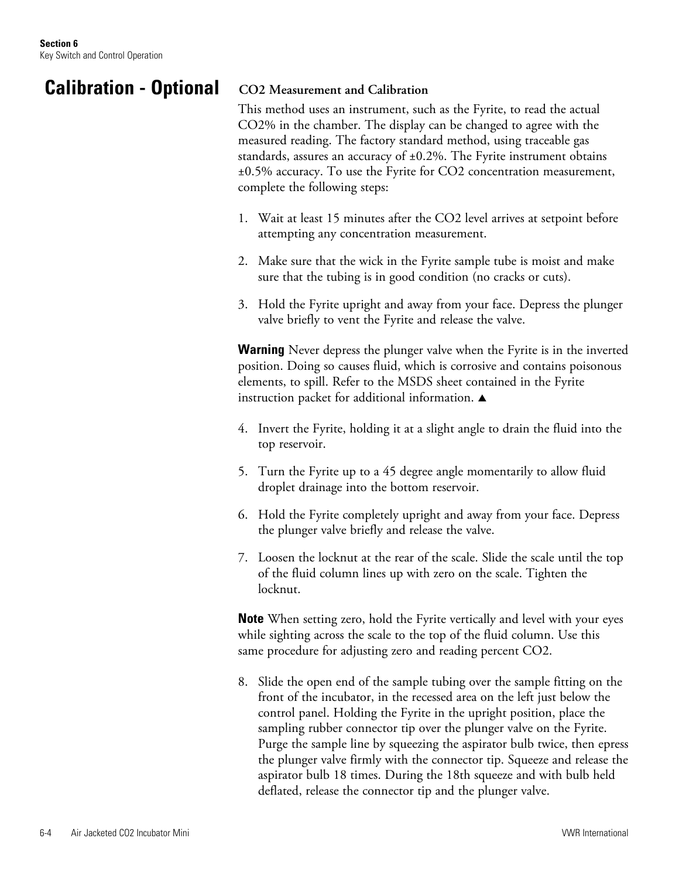## Calibration - Optional

### CO2 Measurement and Calibration

This method uses an instrument, such as the Fyrite, to read the actual $CO_2$% in the chamber. The display can be changed to agree with the measured reading. The factory standard method, using traceable gas standards, assures an accuracy of ±0.2%. The Fyrite instrument obtains ±0.5% accuracy. To use the Fyrite for $CO_2$ concentration measurement, complete the following steps:

1. Wait at least 15 minutes after the $CO_2$ level arrives at setpoint before attempting any concentration measurement.
2. Make sure that the wick in the Fyrite sample tube is moist and make sure that the tubing is in good condition (no cracks or cuts).
3. Hold the Fyrite upright and away from your face. Depress the plunger valve briefly to vent the Fyrite and release the valve.

**Warning** Never depress the plunger valve when the Fyrite is in the inverted position. Doing so causes fluid, which is corrosive and contains poisonous elements, to spill. Refer to the MSDS sheet contained in the Fyrite instruction packet for additional information. ▲

4. Invert the Fyrite, holding it at a slight angle to drain the fluid into the top reservoir.
5. Turn the Fyrite up to a 45 degree angle momentarily to allow fluid droplet drainage into the bottom reservoir.
6. Hold the Fyrite completely upright and away from your face. Depress the plunger valve briefly and release the valve.
7. Loosen the locknut at the rear of the scale. Slide the scale until the top of the fluid column lines up with zero on the scale. Tighten the locknut.

**Note** When setting zero, hold the Fyrite vertically and level with your eyes while sighting across the scale to the top of the fluid column. Use this same procedure for adjusting zero and reading percent $CO_2$.

8. Slide the open end of the sample tubing over the sample fitting on the front of the incubator, in the recessed area on the left just below the control panel. Holding the Fyrite in the upright position, place the sampling rubber connector tip over the plunger valve on the Fyrite. Purge the sample line by squeezing the aspirator bulb twice, then epress the plunger valve firmly with the connector tip. Squeeze and release the aspirator bulb 18 times. During the 18th squeeze and with bulb held deflated, release the connector tip and the plunger valve.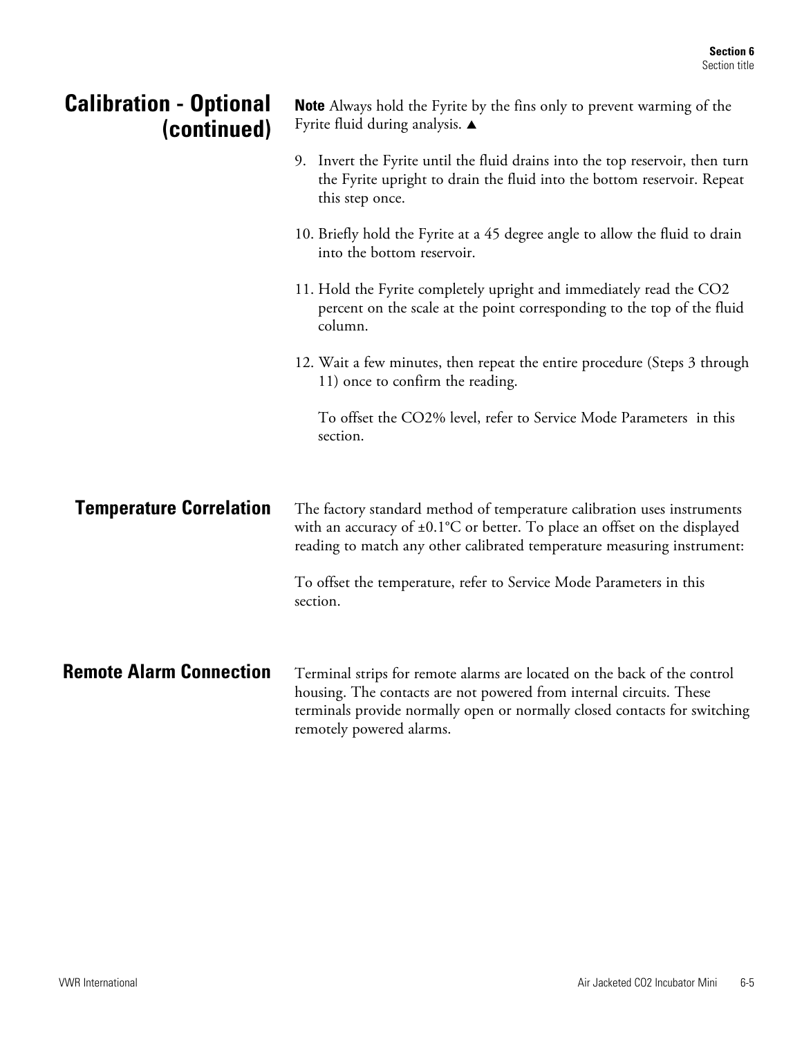## Calibration - Optional (continued)

**Note** Always hold the Fyrite by the fins only to prevent warming of the Fyrite fluid during analysis. ▲

9. Invert the Fyrite until the fluid drains into the top reservoir, then turn the Fyrite upright to drain the fluid into the bottom reservoir. Repeat this step once.

10. Briefly hold the Fyrite at a 45 degree angle to allow the fluid to drain into the bottom reservoir.

11. Hold the Fyrite completely upright and immediately read the $CO_2$ percent on the scale at the point corresponding to the top of the fluid column.

12. Wait a few minutes, then repeat the entire procedure (Steps 3 through 11) once to confirm the reading.

    To offset the $CO_2$% level, refer to Service Mode Parameters in this section.

## Temperature Correlation

The factory standard method of temperature calibration uses instruments with an accuracy of ±0.1°C or better. To place an offset on the displayed reading to match any other calibrated temperature measuring instrument:

To offset the temperature, refer to Service Mode Parameters in this section.

## Remote Alarm Connection

Terminal strips for remote alarms are located on the back of the control housing. The contacts are not powered from internal circuits. These terminals provide normally open or normally closed contacts for switching remotely powered alarms.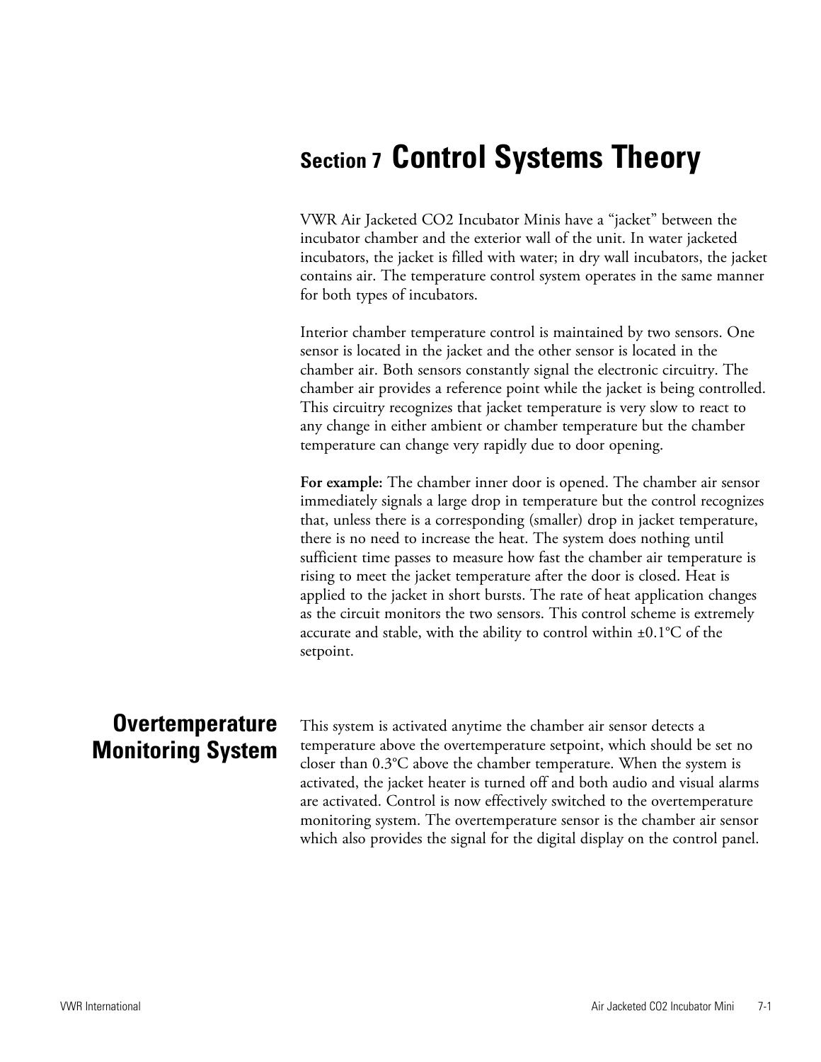# Section 7 Control Systems Theory

VWR Air Jacketed $CO_2$ Incubator Minis have a “jacket” between the incubator chamber and the exterior wall of the unit. In water jacketed incubators, the jacket is filled with water; in dry wall incubators, the jacket contains air. The temperature control system operates in the same manner for both types of incubators.

Interior chamber temperature control is maintained by two sensors. One sensor is located in the jacket and the other sensor is located in the chamber air. Both sensors constantly signal the electronic circuitry. The chamber air provides a reference point while the jacket is being controlled. This circuitry recognizes that jacket temperature is very slow to react to any change in either ambient or chamber temperature but the chamber temperature can change very rapidly due to door opening.

**For example:** The chamber inner door is opened. The chamber air sensor immediately signals a large drop in temperature but the control recognizes that, unless there is a corresponding (smaller) drop in jacket temperature, there is no need to increase the heat. The system does nothing until sufficient time passes to measure how fast the chamber air temperature is rising to meet the jacket temperature after the door is closed. Heat is applied to the jacket in short bursts. The rate of heat application changes as the circuit monitors the two sensors. This control scheme is extremely accurate and stable, with the ability to control within ±0.1°C of the setpoint.

## Overtemperature Monitoring System

This system is activated anytime the chamber air sensor detects a temperature above the overtemperature setpoint, which should be set no closer than 0.3°C above the chamber temperature. When the system is activated, the jacket heater is turned off and both audio and visual alarms are activated. Control is now effectively switched to the overtemperature monitoring system. The overtemperature sensor is the chamber air sensor which also provides the signal for the digital display on the control panel.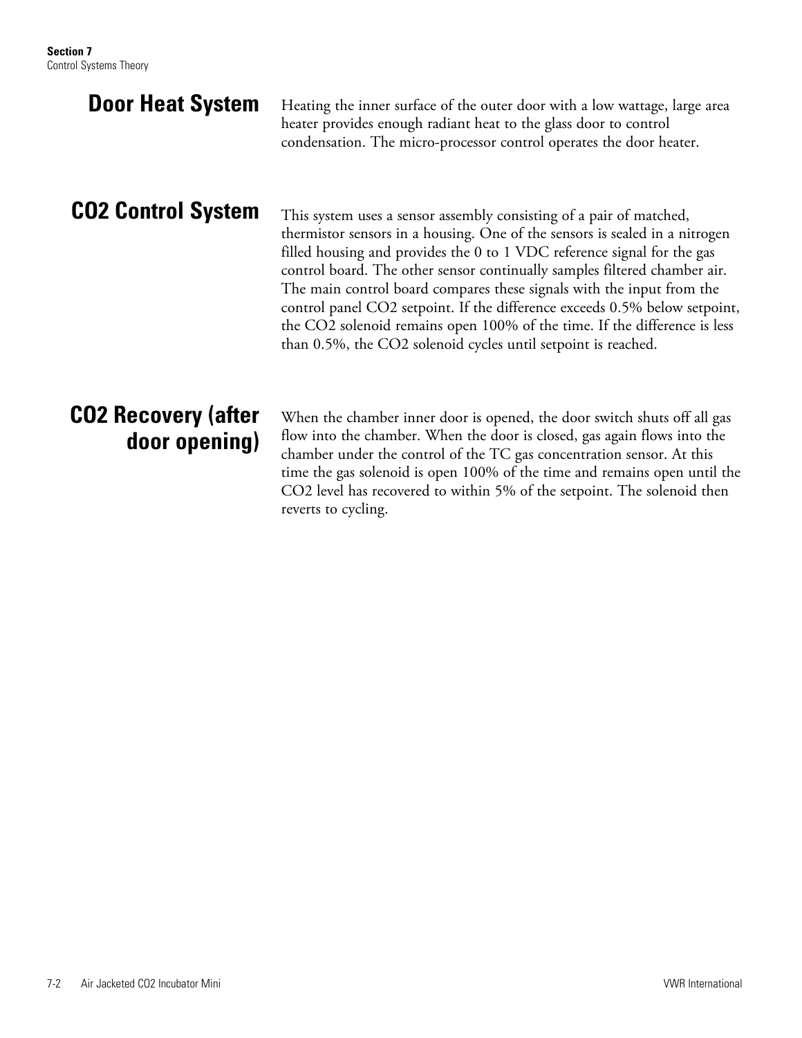## Door Heat System

Heating the inner surface of the outer door with a low wattage, large area heater provides enough radiant heat to the glass door to control condensation. The micro-processor control operates the door heater.

## CO2 Control System

This system uses a sensor assembly consisting of a pair of matched, thermistor sensors in a housing. One of the sensors is sealed in a nitrogen filled housing and provides the 0 to 1 VDC reference signal for the gas control board. The other sensor continually samples filtered chamber air. The main control board compares these signals with the input from the control panel CO2 setpoint. If the difference exceeds 0.5% below setpoint, the CO2 solenoid remains open 100% of the time. If the difference is less than 0.5%, the CO2 solenoid cycles until setpoint is reached.

## CO2 Recovery (after door opening)

When the chamber inner door is opened, the door switch shuts off all gas flow into the chamber. When the door is closed, gas again flows into the chamber under the control of the TC gas concentration sensor. At this time the gas solenoid is open 100% of the time and remains open until the CO2 level has recovered to within 5% of the setpoint. The solenoid then reverts to cycling.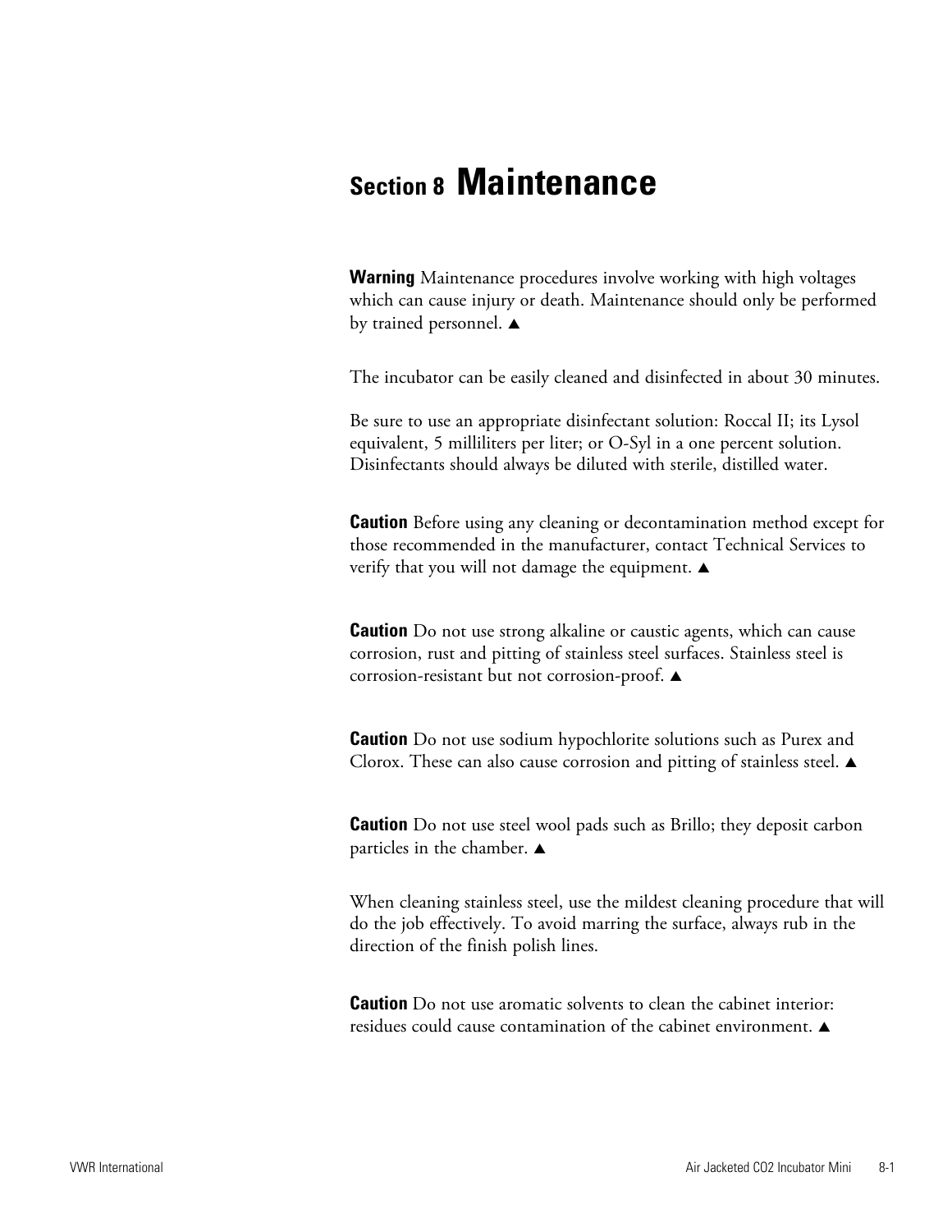# Section 8 Maintenance

**Warning** Maintenance procedures involve working with high voltages which can cause injury or death. Maintenance should only be performed by trained personnel. ▲

The incubator can be easily cleaned and disinfected in about 30 minutes.

Be sure to use an appropriate disinfectant solution: Roccal II; its Lysol equivalent, 5 milliliters per liter; or O-Syl in a one percent solution. Disinfectants should always be diluted with sterile, distilled water.

**Caution** Before using any cleaning or decontamination method except for those recommended in the manufacturer, contact Technical Services to verify that you will not damage the equipment. ▲

**Caution** Do not use strong alkaline or caustic agents, which can cause corrosion, rust and pitting of stainless steel surfaces. Stainless steel is corrosion-resistant but not corrosion-proof. ▲

**Caution** Do not use sodium hypochlorite solutions such as Purex and Clorox. These can also cause corrosion and pitting of stainless steel. ▲

**Caution** Do not use steel wool pads such as Brillo; they deposit carbon particles in the chamber. ▲

When cleaning stainless steel, use the mildest cleaning procedure that will do the job effectively. To avoid marring the surface, always rub in the direction of the finish polish lines.

**Caution** Do not use aromatic solvents to clean the cabinet interior: residues could cause contamination of the cabinet environment. ▲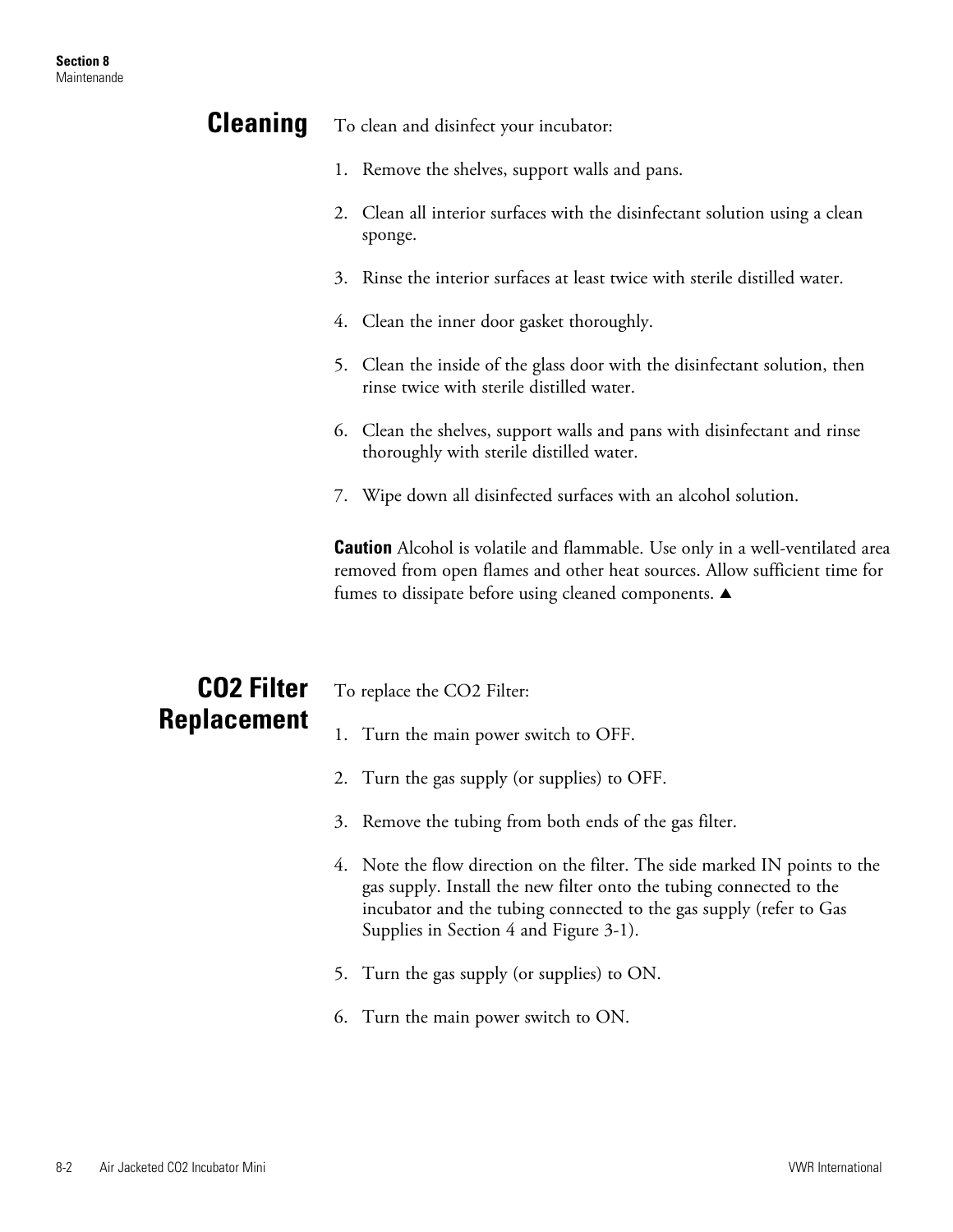## Cleaning

To clean and disinfect your incubator:

1. Remove the shelves, support walls and pans.
2. Clean all interior surfaces with the disinfectant solution using a clean sponge.
3. Rinse the interior surfaces at least twice with sterile distilled water.
4. Clean the inner door gasket thoroughly.
5. Clean the inside of the glass door with the disinfectant solution, then rinse twice with sterile distilled water.
6. Clean the shelves, support walls and pans with disinfectant and rinse thoroughly with sterile distilled water.
7. Wipe down all disinfected surfaces with an alcohol solution.

**Caution** Alcohol is volatile and flammable. Use only in a well-ventilated area removed from open flames and other heat sources. Allow sufficient time for fumes to dissipate before using cleaned components. ▲

## CO2 Filter Replacement

To replace the CO2 Filter:

1. Turn the main power switch to OFF.
2. Turn the gas supply (or supplies) to OFF.
3. Remove the tubing from both ends of the gas filter.
4. Note the flow direction on the filter. The side marked IN points to the gas supply. Install the new filter onto the tubing connected to the incubator and the tubing connected to the gas supply (refer to Gas Supplies in Section 4 and Figure 3-1).
5. Turn the gas supply (or supplies) to ON.
6. Turn the main power switch to ON.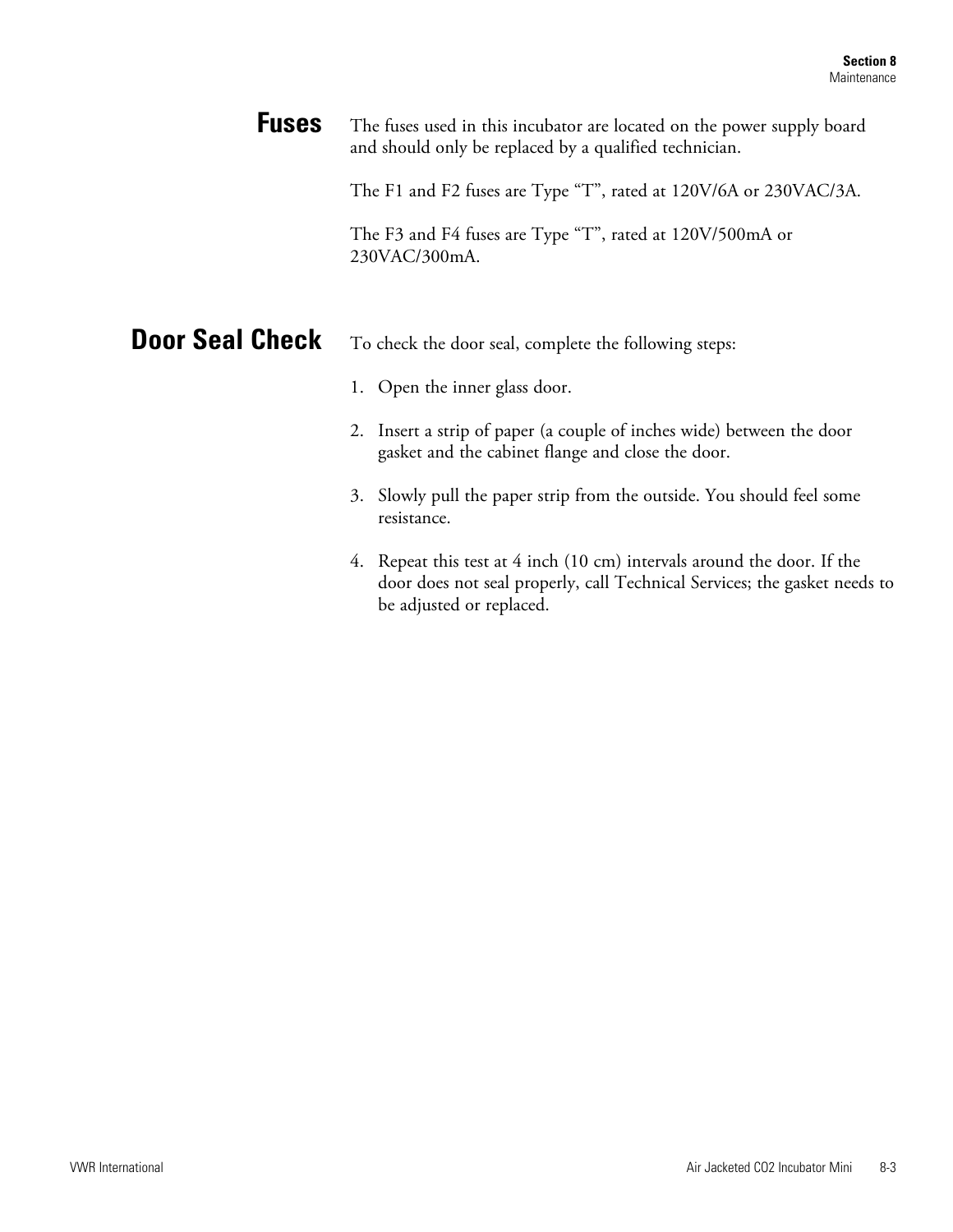## Fuses

The fuses used in this incubator are located on the power supply board and should only be replaced by a qualified technician.

The F1 and F2 fuses are Type "T", rated at 120V/6A or 230VAC/3A.

The F3 and F4 fuses are Type "T", rated at 120V/500mA or 230VAC/300mA.

## Door Seal Check

To check the door seal, complete the following steps:

1. Open the inner glass door.
2. Insert a strip of paper (a couple of inches wide) between the door gasket and the cabinet flange and close the door.
3. Slowly pull the paper strip from the outside. You should feel some resistance.
4. Repeat this test at 4 inch (10 cm) intervals around the door. If the door does not seal properly, call Technical Services; the gasket needs to be adjusted or replaced.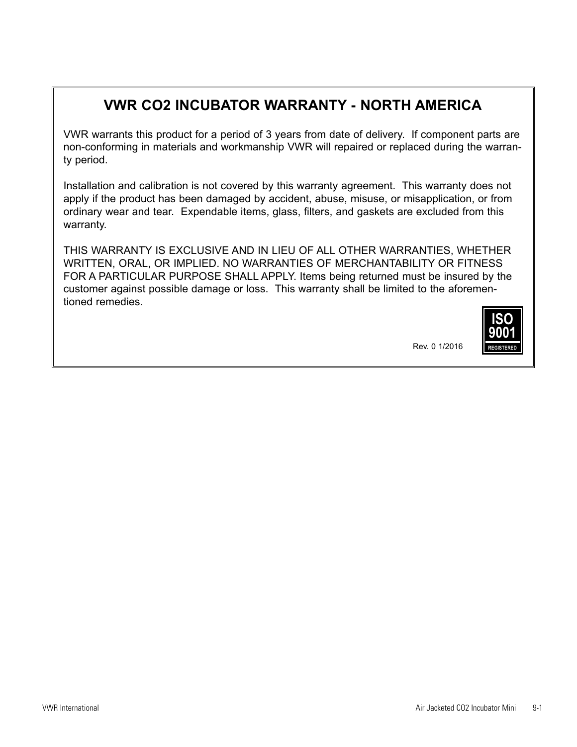# VWR CO2 INCUBATOR WARRANTY - NORTH AMERICA

VWR warrants this product for a period of 3 years from date of delivery. If component parts are non-conforming in materials and workmanship VWR will repaired or replaced during the warranty period.

Installation and calibration is not covered by this warranty agreement. This warranty does not apply if the product has been damaged by accident, abuse, misuse, or misapplication, or from ordinary wear and tear. Expendable items, glass, filters, and gaskets are excluded from this warranty.

THIS WARRANTY IS EXCLUSIVE AND IN LIEU OF ALL OTHER WARRANTIES, WHETHER WRITTEN, ORAL, OR IMPLIED. NO WARRANTIES OF MERCHANTABILITY OR FITNESS FOR A PARTICULAR PURPOSE SHALL APPLY. Items being returned must be insured by the customer against possible damage or loss. This warranty shall be limited to the aforementioned remedies.

Rev. 0 1/2016

ISO 9001 REGISTERED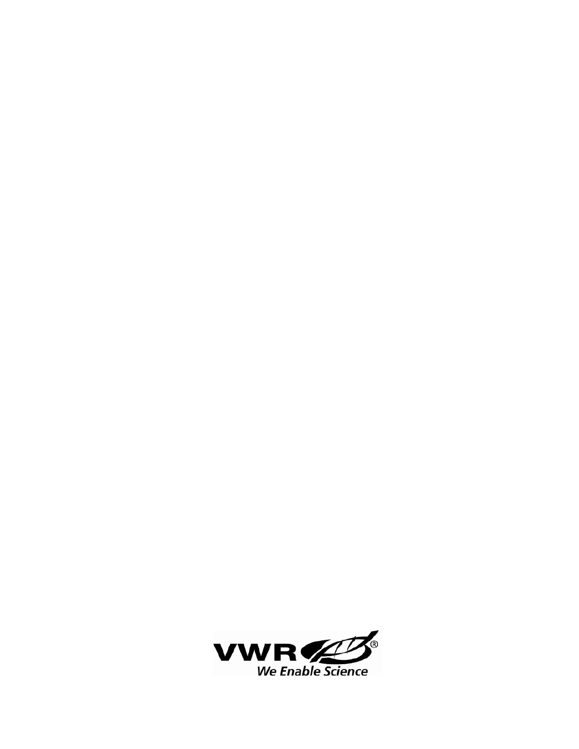VWR®

*We Enable Science*